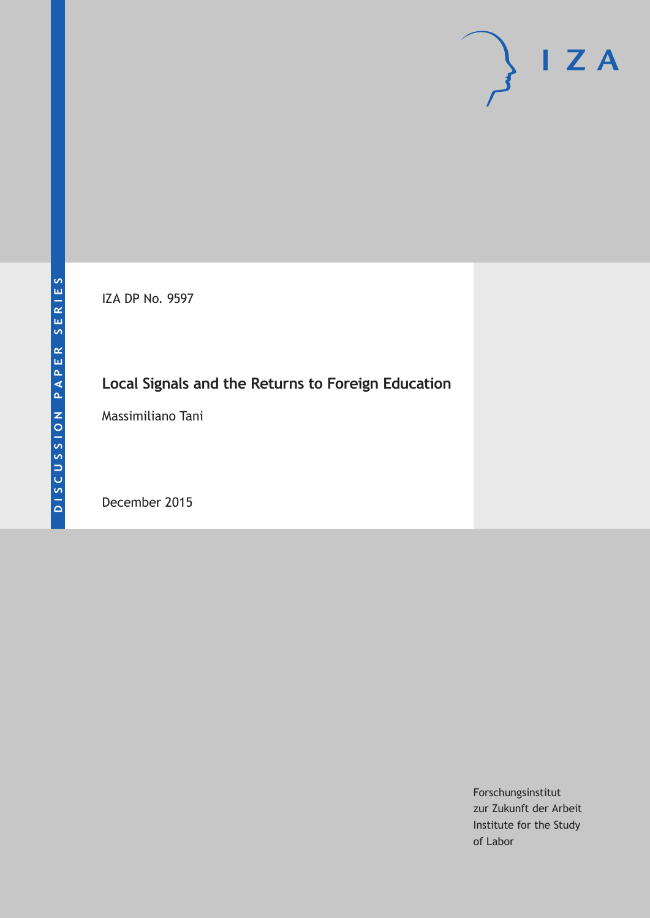DISCUSSION PAPER SERIES

IZA DP No. 9597

# Local Signals and the Returns to Foreign Education

Massimiliano Tani

December 2015

Forschungsinstitut
zur Zukunft der Arbeit
Institute for the Study
of Labor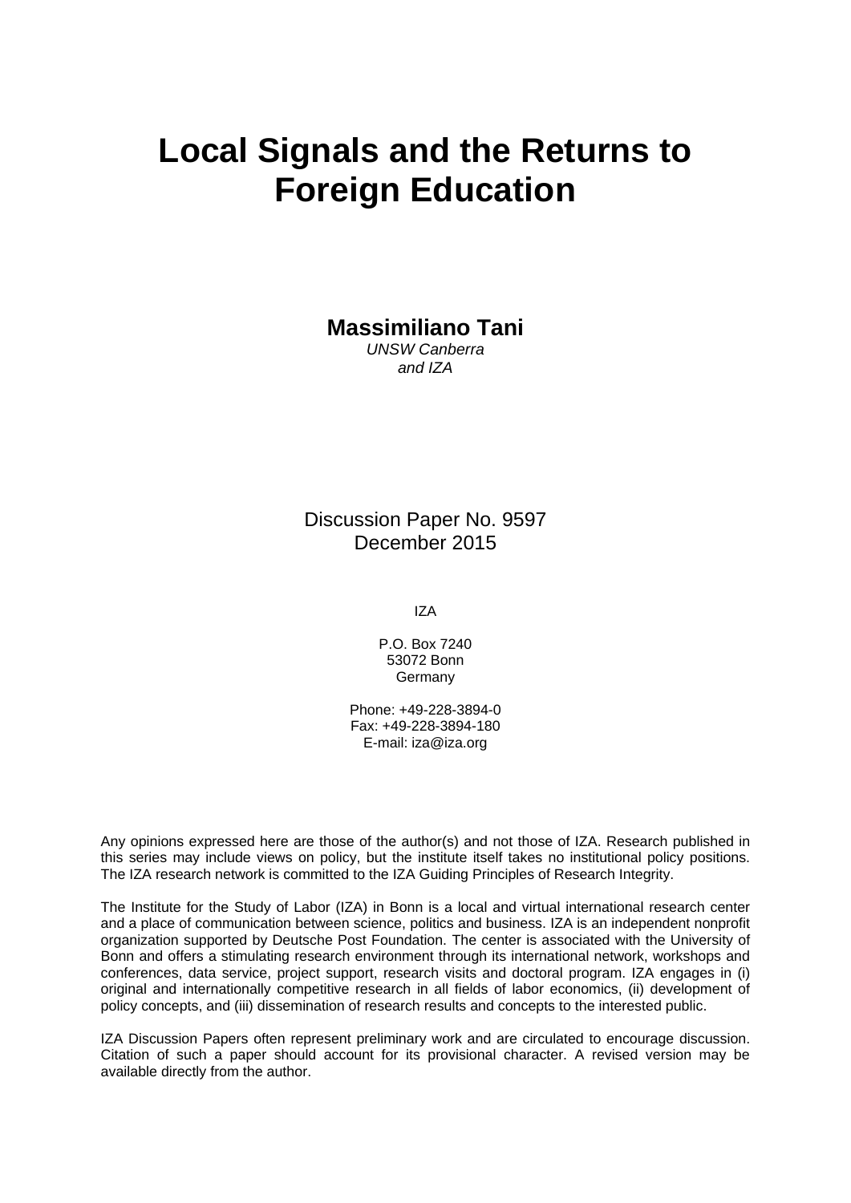# Local Signals and the Returns to Foreign Education

**Massimiliano Tani**
*UNSW Canberra*
*and IZA*

Discussion Paper No. 9597
December 2015

IZA

P.O. Box 7240
53072 Bonn
Germany

Phone: +49-228-3894-0
Fax: +49-228-3894-180
E-mail: iza@iza.org

Any opinions expressed here are those of the author(s) and not those of IZA. Research published in this series may include views on policy, but the institute itself takes no institutional policy positions. The IZA research network is committed to the IZA Guiding Principles of Research Integrity.

The Institute for the Study of Labor (IZA) in Bonn is a local and virtual international research center and a place of communication between science, politics and business. IZA is an independent nonprofit organization supported by Deutsche Post Foundation. The center is associated with the University of Bonn and offers a stimulating research environment through its international network, workshops and conferences, data service, project support, research visits and doctoral program. IZA engages in (i) original and internationally competitive research in all fields of labor economics, (ii) development of policy concepts, and (iii) dissemination of research results and concepts to the interested public.

IZA Discussion Papers often represent preliminary work and are circulated to encourage discussion. Citation of such a paper should account for its provisional character. A revised version may be available directly from the author.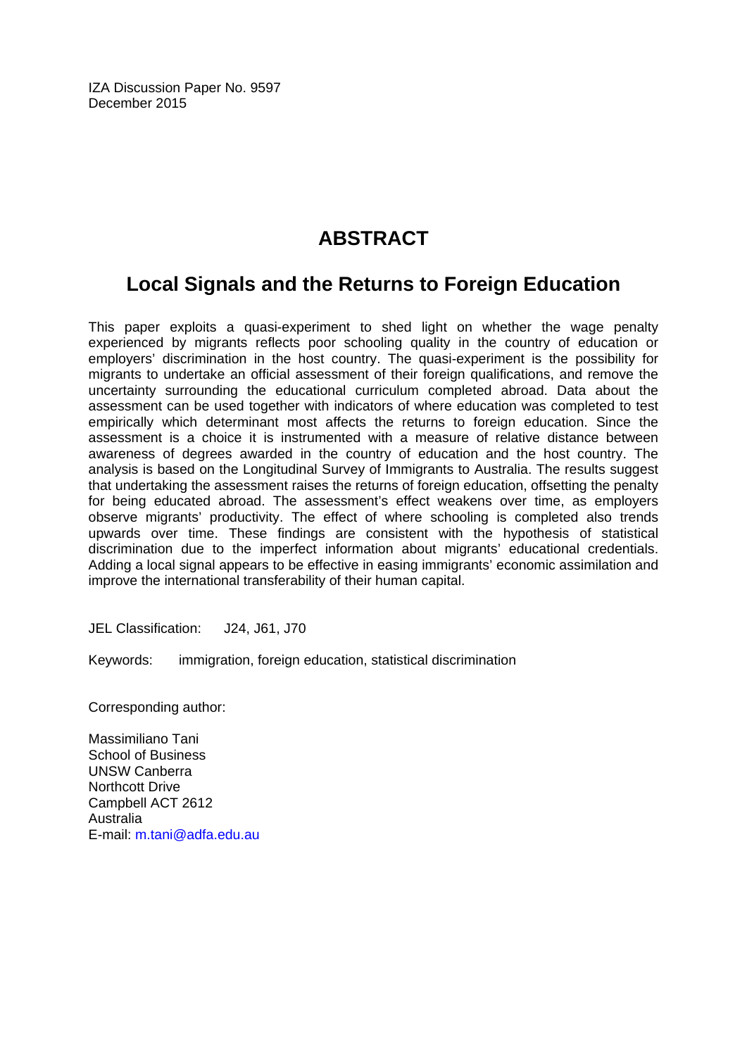IZA Discussion Paper No. 9597
December 2015

# ABSTRACT

## Local Signals and the Returns to Foreign Education

This paper exploits a quasi-experiment to shed light on whether the wage penalty experienced by migrants reflects poor schooling quality in the country of education or employers' discrimination in the host country. The quasi-experiment is the possibility for migrants to undertake an official assessment of their foreign qualifications, and remove the uncertainty surrounding the educational curriculum completed abroad. Data about the assessment can be used together with indicators of where education was completed to test empirically which determinant most affects the returns to foreign education. Since the assessment is a choice it is instrumented with a measure of relative distance between awareness of degrees awarded in the country of education and the host country. The analysis is based on the Longitudinal Survey of Immigrants to Australia. The results suggest that undertaking the assessment raises the returns of foreign education, offsetting the penalty for being educated abroad. The assessment's effect weakens over time, as employers observe migrants' productivity. The effect of where schooling is completed also trends upwards over time. These findings are consistent with the hypothesis of statistical discrimination due to the imperfect information about migrants' educational credentials. Adding a local signal appears to be effective in easing immigrants' economic assimilation and improve the international transferability of their human capital.

JEL Classification: J24, J61, J70

Keywords: immigration, foreign education, statistical discrimination

Corresponding author:

Massimiliano Tani
School of Business
UNSW Canberra
Northcott Drive
Campbell ACT 2612
Australia
E-mail: m.tani@adfa.edu.au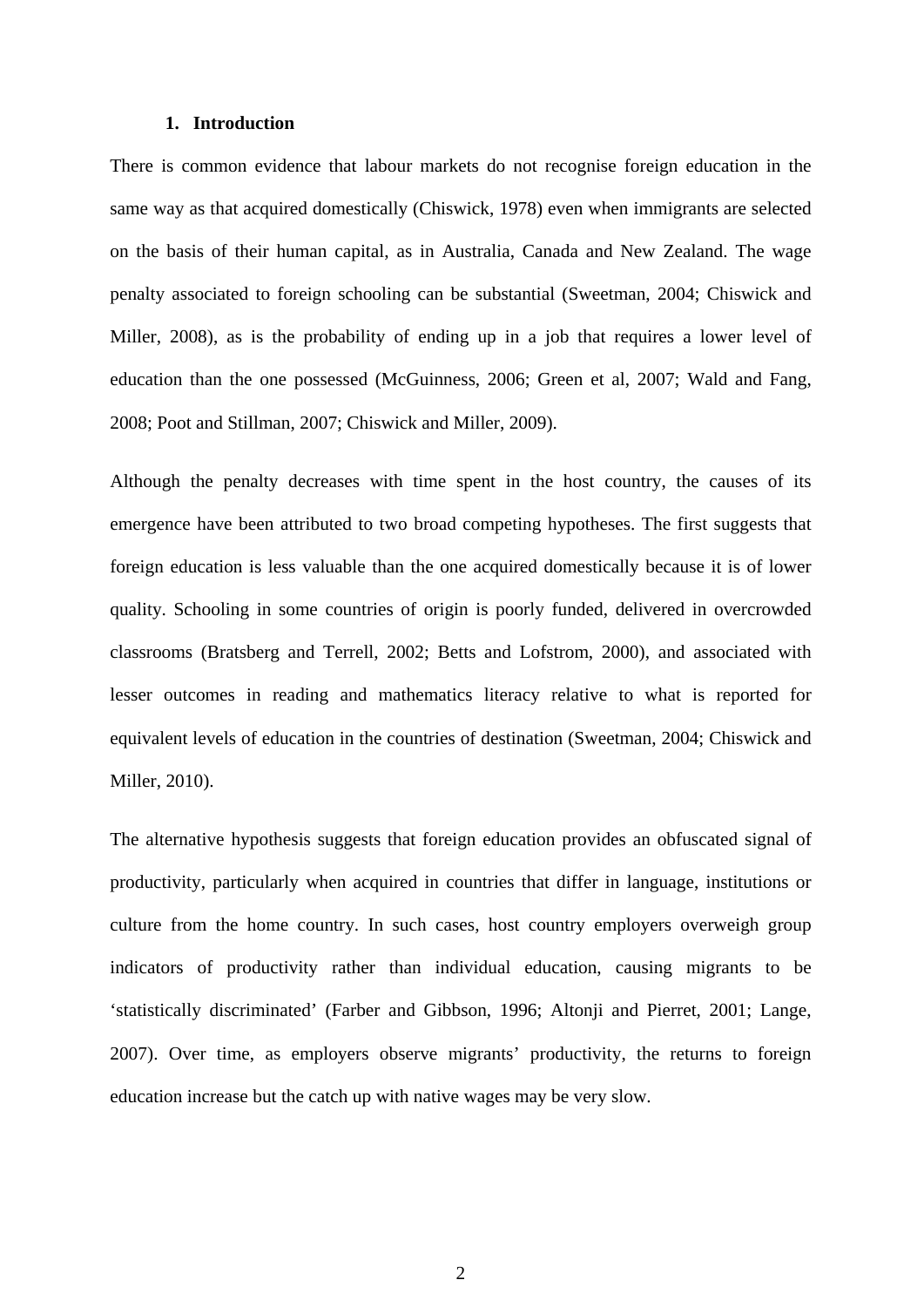## 1. Introduction

There is common evidence that labour markets do not recognise foreign education in the same way as that acquired domestically (Chiswick, 1978) even when immigrants are selected on the basis of their human capital, as in Australia, Canada and New Zealand. The wage penalty associated to foreign schooling can be substantial (Sweetman, 2004; Chiswick and Miller, 2008), as is the probability of ending up in a job that requires a lower level of education than the one possessed (McGuinness, 2006; Green et al, 2007; Wald and Fang, 2008; Poot and Stillman, 2007; Chiswick and Miller, 2009).

Although the penalty decreases with time spent in the host country, the causes of its emergence have been attributed to two broad competing hypotheses. The first suggests that foreign education is less valuable than the one acquired domestically because it is of lower quality. Schooling in some countries of origin is poorly funded, delivered in overcrowded classrooms (Bratsberg and Terrell, 2002; Betts and Lofstrom, 2000), and associated with lesser outcomes in reading and mathematics literacy relative to what is reported for equivalent levels of education in the countries of destination (Sweetman, 2004; Chiswick and Miller, 2010).

The alternative hypothesis suggests that foreign education provides an obfuscated signal of productivity, particularly when acquired in countries that differ in language, institutions or culture from the home country. In such cases, host country employers overweigh group indicators of productivity rather than individual education, causing migrants to be 'statistically discriminated' (Farber and Gibbson, 1996; Altonji and Pierret, 2001; Lange, 2007). Over time, as employers observe migrants' productivity, the returns to foreign education increase but the catch up with native wages may be very slow.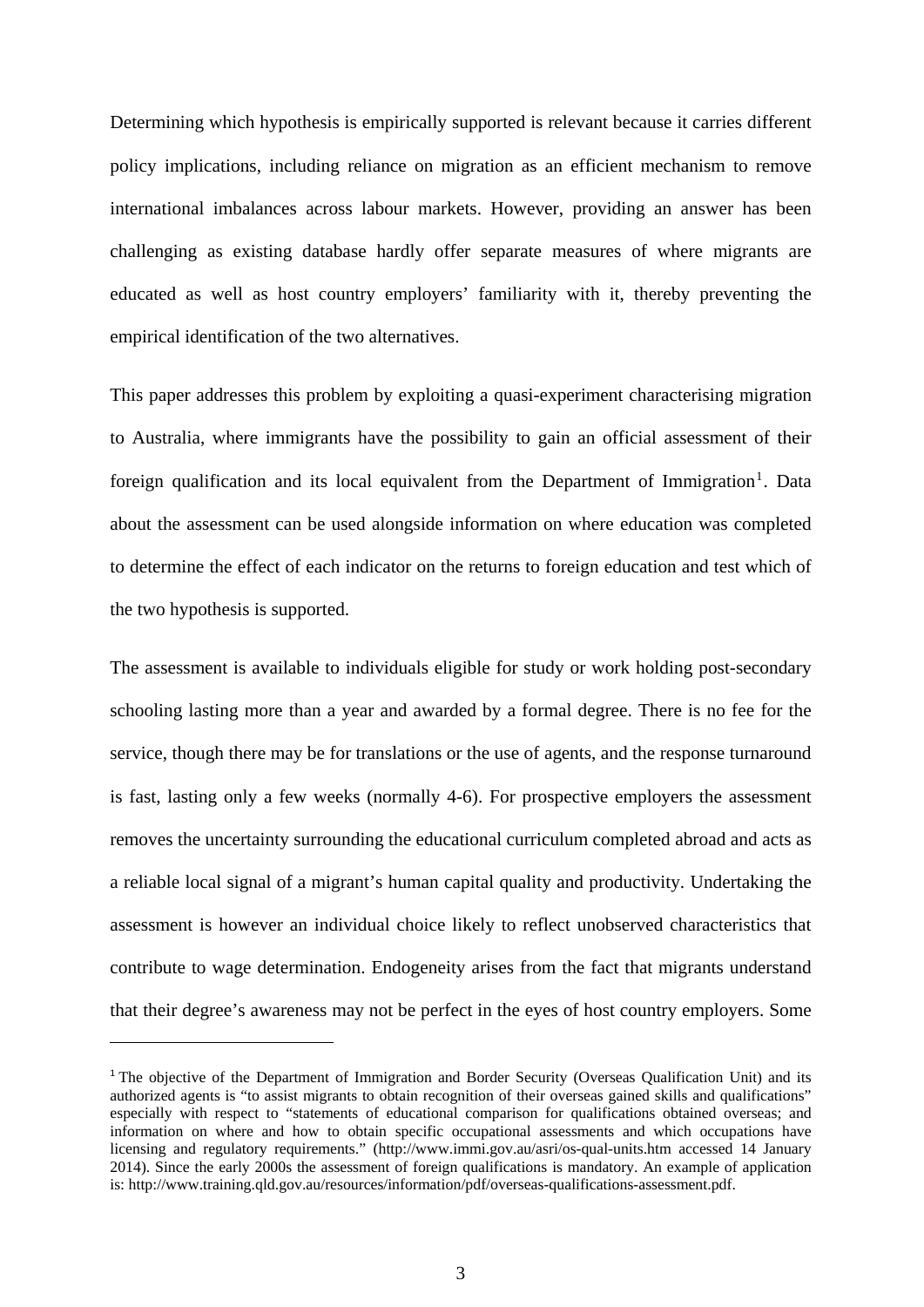Determining which hypothesis is empirically supported is relevant because it carries different policy implications, including reliance on migration as an efficient mechanism to remove international imbalances across labour markets. However, providing an answer has been challenging as existing database hardly offer separate measures of where migrants are educated as well as host country employers' familiarity with it, thereby preventing the empirical identification of the two alternatives.

This paper addresses this problem by exploiting a quasi-experiment characterising migration to Australia, where immigrants have the possibility to gain an official assessment of their foreign qualification and its local equivalent from the Department of Immigration[1]. Data about the assessment can be used alongside information on where education was completed to determine the effect of each indicator on the returns to foreign education and test which of the two hypothesis is supported.

The assessment is available to individuals eligible for study or work holding post-secondary schooling lasting more than a year and awarded by a formal degree. There is no fee for the service, though there may be for translations or the use of agents, and the response turnaround is fast, lasting only a few weeks (normally 4-6). For prospective employers the assessment removes the uncertainty surrounding the educational curriculum completed abroad and acts as a reliable local signal of a migrant's human capital quality and productivity. Undertaking the assessment is however an individual choice likely to reflect unobserved characteristics that contribute to wage determination. Endogeneity arises from the fact that migrants understand that their degree's awareness may not be perfect in the eyes of host country employers. Some

---

[1] The objective of the Department of Immigration and Border Security (Overseas Qualification Unit) and its authorized agents is "to assist migrants to obtain recognition of their overseas gained skills and qualifications" especially with respect to "statements of educational comparison for qualifications obtained overseas; and information on where and how to obtain specific occupational assessments and which occupations have licensing and regulatory requirements." (http://www.immi.gov.au/asri/os-qual-units.htm accessed 14 January 2014). Since the early 2000s the assessment of foreign qualifications is mandatory. An example of application is: http://www.training.qld.gov.au/resources/information/pdf/overseas-qualifications-assessment.pdf.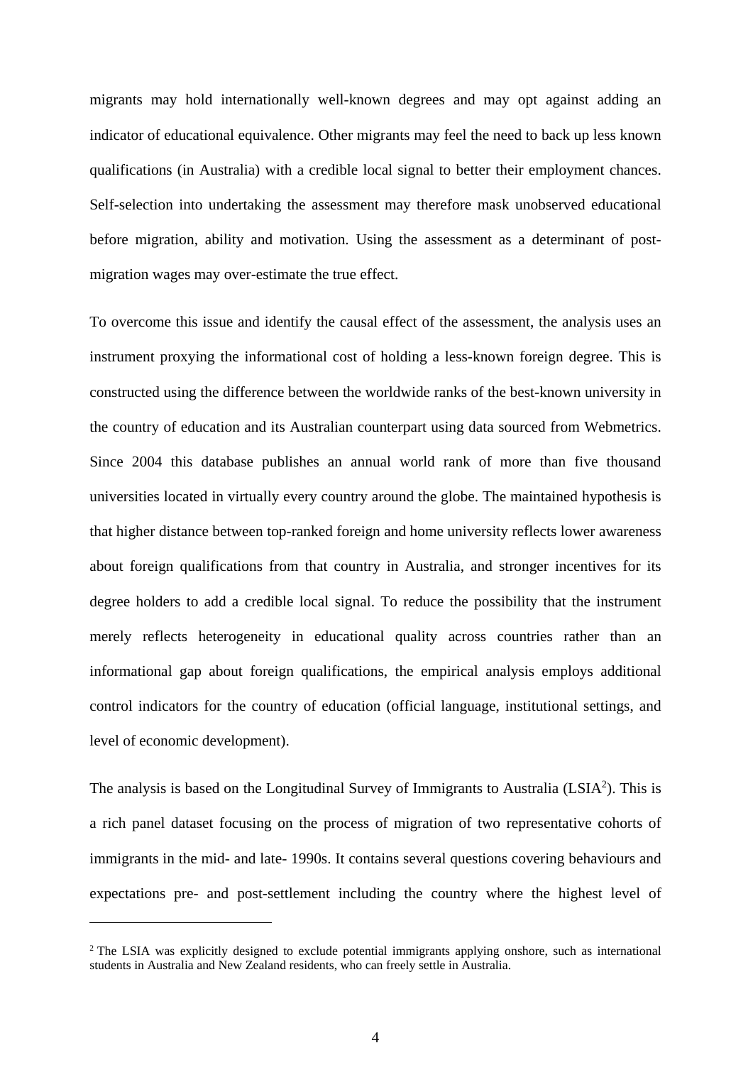migrants may hold internationally well-known degrees and may opt against adding an indicator of educational equivalence. Other migrants may feel the need to back up less known qualifications (in Australia) with a credible local signal to better their employment chances. Self-selection into undertaking the assessment may therefore mask unobserved educational before migration, ability and motivation. Using the assessment as a determinant of post-migration wages may over-estimate the true effect.

To overcome this issue and identify the causal effect of the assessment, the analysis uses an instrument proxying the informational cost of holding a less-known foreign degree. This is constructed using the difference between the worldwide ranks of the best-known university in the country of education and its Australian counterpart using data sourced from Webmetrics. Since 2004 this database publishes an annual world rank of more than five thousand universities located in virtually every country around the globe. The maintained hypothesis is that higher distance between top-ranked foreign and home university reflects lower awareness about foreign qualifications from that country in Australia, and stronger incentives for its degree holders to add a credible local signal. To reduce the possibility that the instrument merely reflects heterogeneity in educational quality across countries rather than an informational gap about foreign qualifications, the empirical analysis employs additional control indicators for the country of education (official language, institutional settings, and level of economic development).

The analysis is based on the Longitudinal Survey of Immigrants to Australia (LSIA[2]). This is a rich panel dataset focusing on the process of migration of two representative cohorts of immigrants in the mid- and late- 1990s. It contains several questions covering behaviours and expectations pre- and post-settlement including the country where the highest level of

[2] The LSIA was explicitly designed to exclude potential immigrants applying onshore, such as international students in Australia and New Zealand residents, who can freely settle in Australia.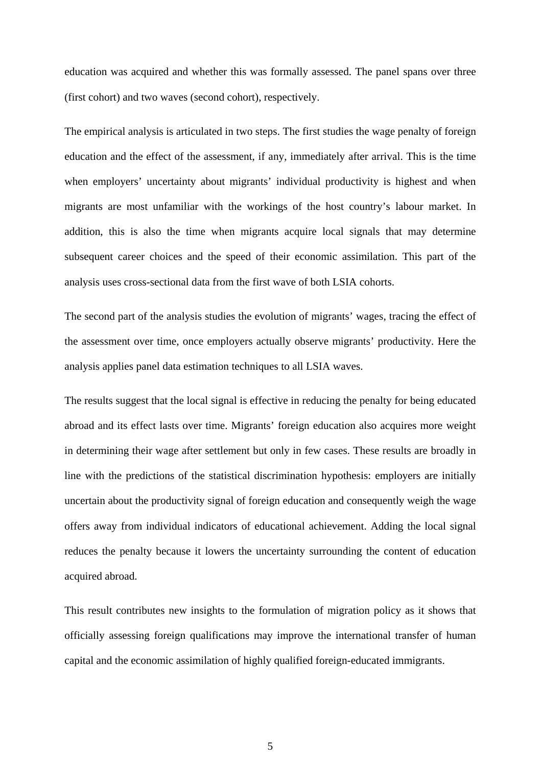education was acquired and whether this was formally assessed. The panel spans over three (first cohort) and two waves (second cohort), respectively.

The empirical analysis is articulated in two steps. The first studies the wage penalty of foreign education and the effect of the assessment, if any, immediately after arrival. This is the time when employers' uncertainty about migrants' individual productivity is highest and when migrants are most unfamiliar with the workings of the host country's labour market. In addition, this is also the time when migrants acquire local signals that may determine subsequent career choices and the speed of their economic assimilation. This part of the analysis uses cross-sectional data from the first wave of both LSIA cohorts.

The second part of the analysis studies the evolution of migrants' wages, tracing the effect of the assessment over time, once employers actually observe migrants' productivity. Here the analysis applies panel data estimation techniques to all LSIA waves.

The results suggest that the local signal is effective in reducing the penalty for being educated abroad and its effect lasts over time. Migrants' foreign education also acquires more weight in determining their wage after settlement but only in few cases. These results are broadly in line with the predictions of the statistical discrimination hypothesis: employers are initially uncertain about the productivity signal of foreign education and consequently weigh the wage offers away from individual indicators of educational achievement. Adding the local signal reduces the penalty because it lowers the uncertainty surrounding the content of education acquired abroad.

This result contributes new insights to the formulation of migration policy as it shows that officially assessing foreign qualifications may improve the international transfer of human capital and the economic assimilation of highly qualified foreign-educated immigrants.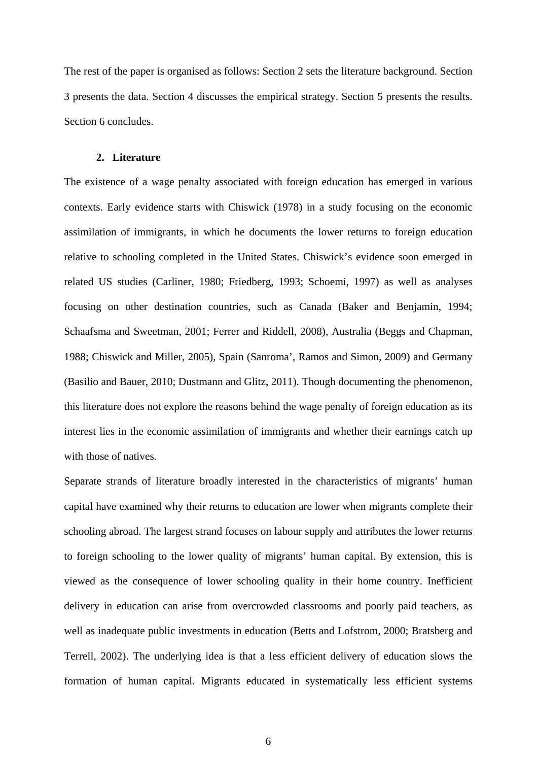The rest of the paper is organised as follows: Section 2 sets the literature background. Section 3 presents the data. Section 4 discusses the empirical strategy. Section 5 presents the results. Section 6 concludes.

## 2. Literature

The existence of a wage penalty associated with foreign education has emerged in various contexts. Early evidence starts with Chiswick (1978) in a study focusing on the economic assimilation of immigrants, in which he documents the lower returns to foreign education relative to schooling completed in the United States. Chiswick's evidence soon emerged in related US studies (Carliner, 1980; Friedberg, 1993; Schoemi, 1997) as well as analyses focusing on other destination countries, such as Canada (Baker and Benjamin, 1994; Schaafsma and Sweetman, 2001; Ferrer and Riddell, 2008), Australia (Beggs and Chapman, 1988; Chiswick and Miller, 2005), Spain (Sanroma', Ramos and Simon, 2009) and Germany (Basilio and Bauer, 2010; Dustmann and Glitz, 2011). Though documenting the phenomenon, this literature does not explore the reasons behind the wage penalty of foreign education as its interest lies in the economic assimilation of immigrants and whether their earnings catch up with those of natives.

Separate strands of literature broadly interested in the characteristics of migrants' human capital have examined why their returns to education are lower when migrants complete their schooling abroad. The largest strand focuses on labour supply and attributes the lower returns to foreign schooling to the lower quality of migrants' human capital. By extension, this is viewed as the consequence of lower schooling quality in their home country. Inefficient delivery in education can arise from overcrowded classrooms and poorly paid teachers, as well as inadequate public investments in education (Betts and Lofstrom, 2000; Bratsberg and Terrell, 2002). The underlying idea is that a less efficient delivery of education slows the formation of human capital. Migrants educated in systematically less efficient systems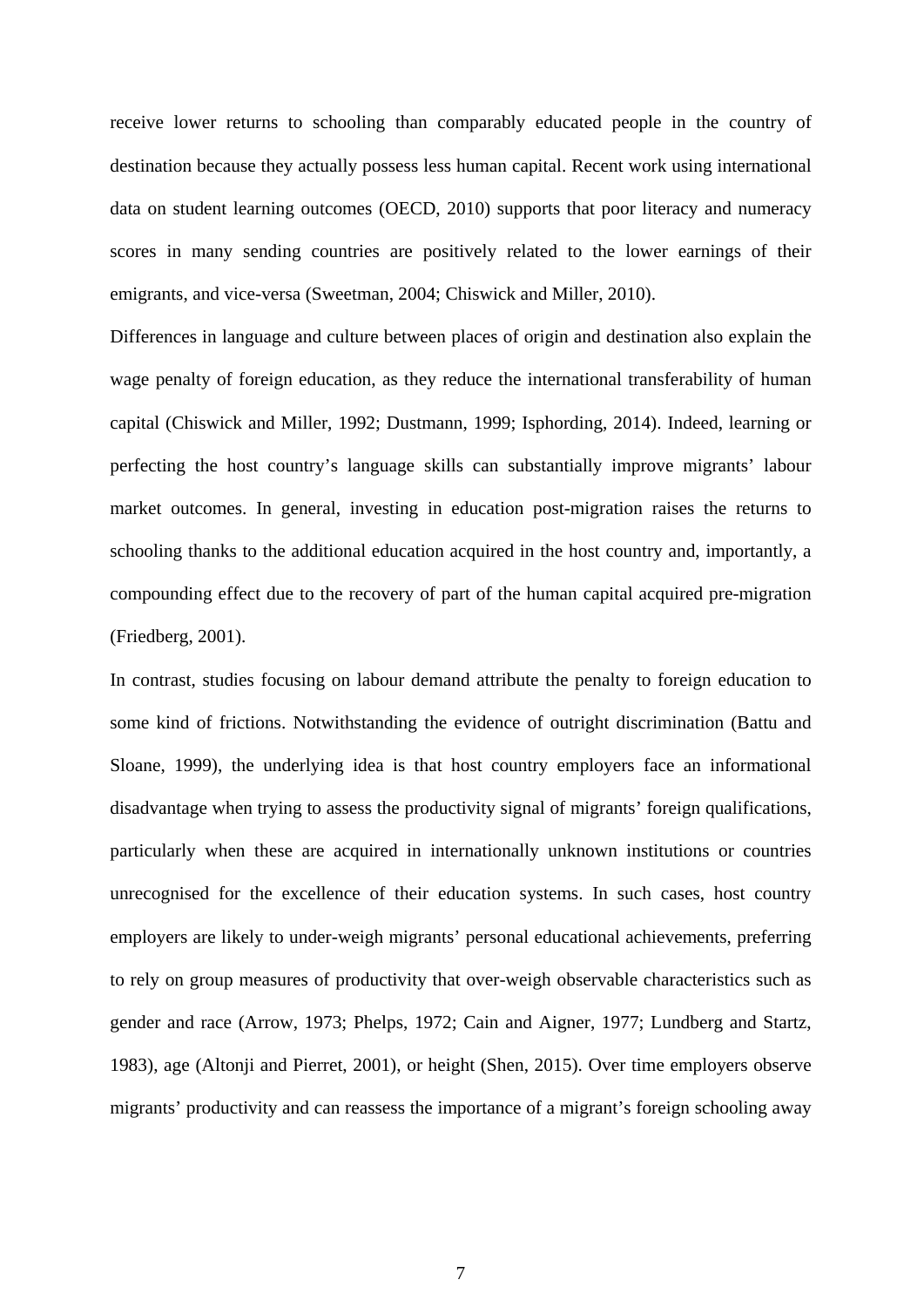receive lower returns to schooling than comparably educated people in the country of destination because they actually possess less human capital. Recent work using international data on student learning outcomes (OECD, 2010) supports that poor literacy and numeracy scores in many sending countries are positively related to the lower earnings of their emigrants, and vice-versa (Sweetman, 2004; Chiswick and Miller, 2010).

Differences in language and culture between places of origin and destination also explain the wage penalty of foreign education, as they reduce the international transferability of human capital (Chiswick and Miller, 1992; Dustmann, 1999; Isphording, 2014). Indeed, learning or perfecting the host country's language skills can substantially improve migrants' labour market outcomes. In general, investing in education post-migration raises the returns to schooling thanks to the additional education acquired in the host country and, importantly, a compounding effect due to the recovery of part of the human capital acquired pre-migration (Friedberg, 2001).

In contrast, studies focusing on labour demand attribute the penalty to foreign education to some kind of frictions. Notwithstanding the evidence of outright discrimination (Battu and Sloane, 1999), the underlying idea is that host country employers face an informational disadvantage when trying to assess the productivity signal of migrants' foreign qualifications, particularly when these are acquired in internationally unknown institutions or countries unrecognised for the excellence of their education systems. In such cases, host country employers are likely to under-weigh migrants' personal educational achievements, preferring to rely on group measures of productivity that over-weigh observable characteristics such as gender and race (Arrow, 1973; Phelps, 1972; Cain and Aigner, 1977; Lundberg and Startz, 1983), age (Altonji and Pierret, 2001), or height (Shen, 2015). Over time employers observe migrants' productivity and can reassess the importance of a migrant's foreign schooling away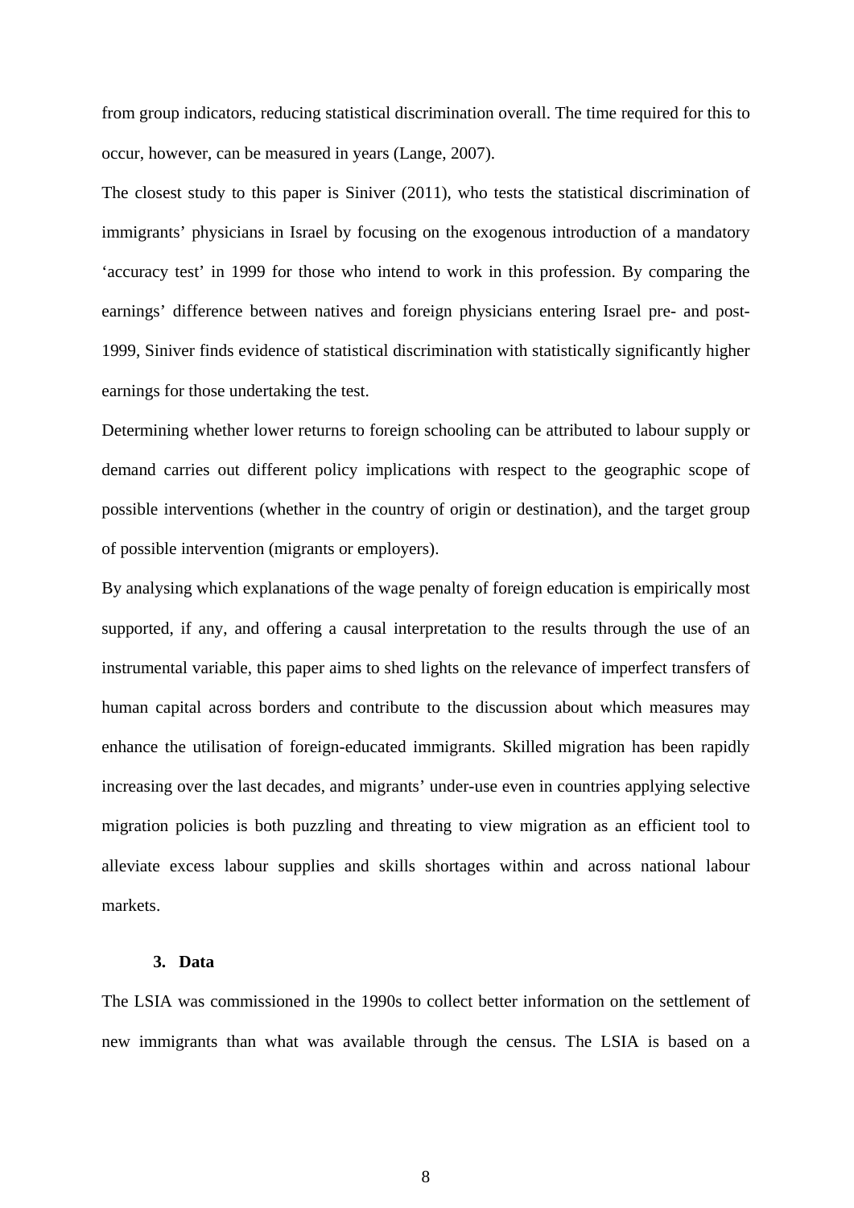from group indicators, reducing statistical discrimination overall. The time required for this to occur, however, can be measured in years (Lange, 2007).

The closest study to this paper is Siniver (2011), who tests the statistical discrimination of immigrants' physicians in Israel by focusing on the exogenous introduction of a mandatory 'accuracy test' in 1999 for those who intend to work in this profession. By comparing the earnings' difference between natives and foreign physicians entering Israel pre- and post-1999, Siniver finds evidence of statistical discrimination with statistically significantly higher earnings for those undertaking the test.

Determining whether lower returns to foreign schooling can be attributed to labour supply or demand carries out different policy implications with respect to the geographic scope of possible interventions (whether in the country of origin or destination), and the target group of possible intervention (migrants or employers).

By analysing which explanations of the wage penalty of foreign education is empirically most supported, if any, and offering a causal interpretation to the results through the use of an instrumental variable, this paper aims to shed lights on the relevance of imperfect transfers of human capital across borders and contribute to the discussion about which measures may enhance the utilisation of foreign-educated immigrants. Skilled migration has been rapidly increasing over the last decades, and migrants' under-use even in countries applying selective migration policies is both puzzling and threating to view migration as an efficient tool to alleviate excess labour supplies and skills shortages within and across national labour markets.

## 3. Data

The LSIA was commissioned in the 1990s to collect better information on the settlement of new immigrants than what was available through the census. The LSIA is based on a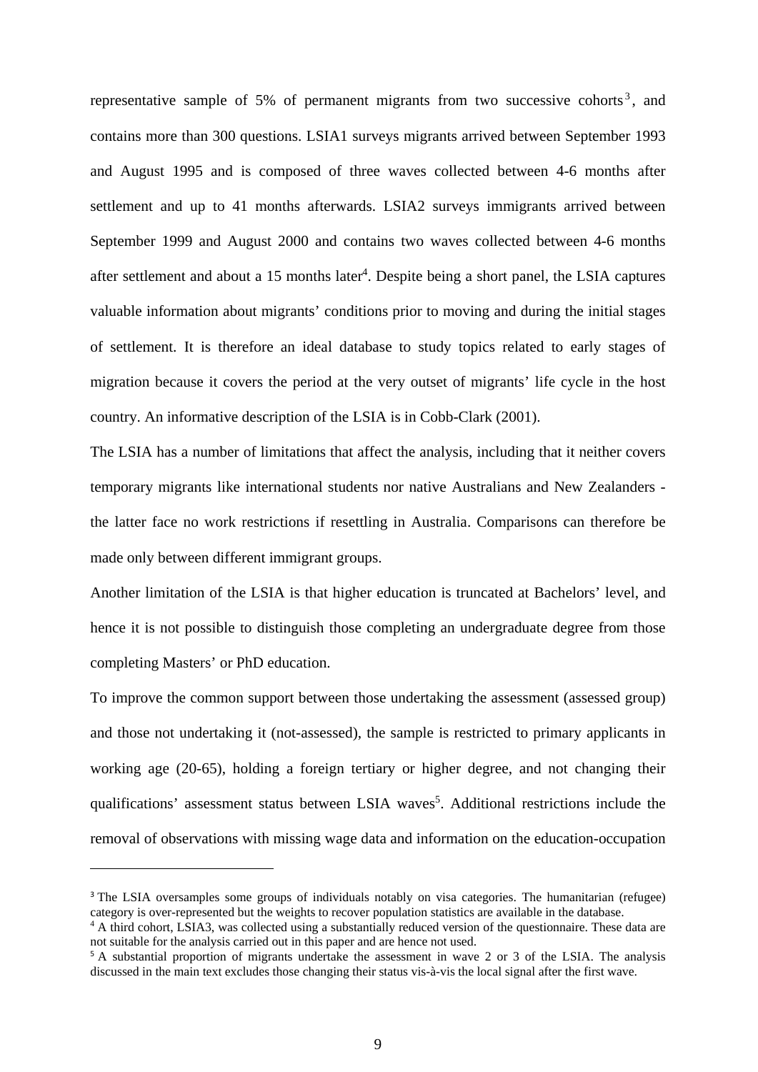representative sample of 5% of permanent migrants from two successive cohorts[3], and contains more than 300 questions. LSIA1 surveys migrants arrived between September 1993 and August 1995 and is composed of three waves collected between 4-6 months after settlement and up to 41 months afterwards. LSIA2 surveys immigrants arrived between September 1999 and August 2000 and contains two waves collected between 4-6 months after settlement and about a 15 months later[4]. Despite being a short panel, the LSIA captures valuable information about migrants' conditions prior to moving and during the initial stages of settlement. It is therefore an ideal database to study topics related to early stages of migration because it covers the period at the very outset of migrants' life cycle in the host country. An informative description of the LSIA is in Cobb-Clark (2001).

The LSIA has a number of limitations that affect the analysis, including that it neither covers temporary migrants like international students nor native Australians and New Zealanders - the latter face no work restrictions if resettling in Australia. Comparisons can therefore be made only between different immigrant groups.

Another limitation of the LSIA is that higher education is truncated at Bachelors' level, and hence it is not possible to distinguish those completing an undergraduate degree from those completing Masters' or PhD education.

To improve the common support between those undertaking the assessment (assessed group) and those not undertaking it (not-assessed), the sample is restricted to primary applicants in working age (20-65), holding a foreign tertiary or higher degree, and not changing their qualifications' assessment status between LSIA waves[5]. Additional restrictions include the removal of observations with missing wage data and information on the education-occupation

---

[3] The LSIA oversamples some groups of individuals notably on visa categories. The humanitarian (refugee) category is over-represented but the weights to recover population statistics are available in the database.

[4] A third cohort, LSIA3, was collected using a substantially reduced version of the questionnaire. These data are not suitable for the analysis carried out in this paper and are hence not used.

[5] A substantial proportion of migrants undertake the assessment in wave 2 or 3 of the LSIA. The analysis discussed in the main text excludes those changing their status vis-à-vis the local signal after the first wave.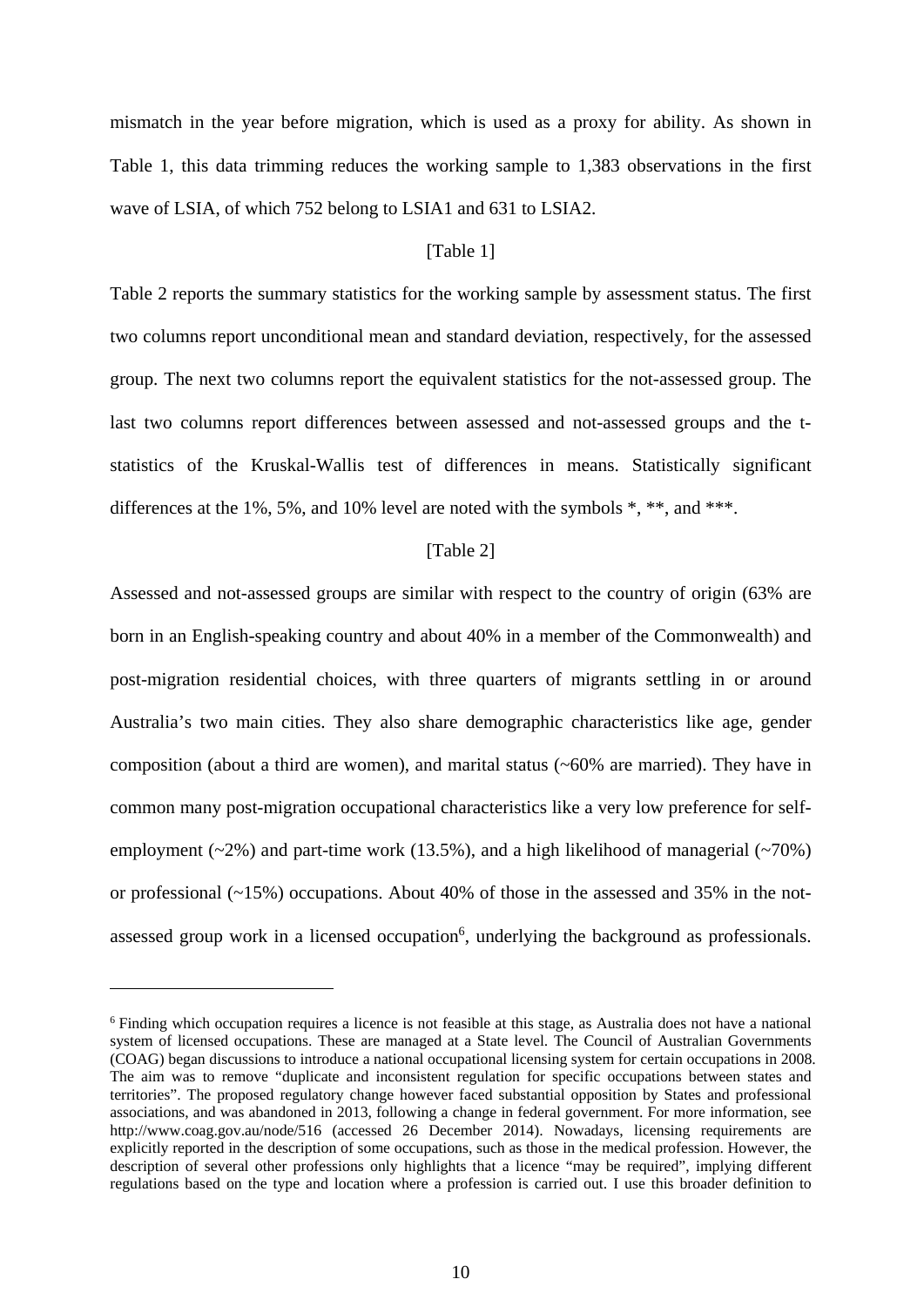mismatch in the year before migration, which is used as a proxy for ability. As shown in Table 1, this data trimming reduces the working sample to 1,383 observations in the first wave of LSIA, of which 752 belong to LSIA1 and 631 to LSIA2.

[Table 1]

Table 2 reports the summary statistics for the working sample by assessment status. The first two columns report unconditional mean and standard deviation, respectively, for the assessed group. The next two columns report the equivalent statistics for the not-assessed group. The last two columns report differences between assessed and not-assessed groups and the t-statistics of the Kruskal-Wallis test of differences in means. Statistically significant differences at the 1%, 5%, and 10% level are noted with the symbols *, **, and ***.

[Table 2]

Assessed and not-assessed groups are similar with respect to the country of origin (63% are born in an English-speaking country and about 40% in a member of the Commonwealth) and post-migration residential choices, with three quarters of migrants settling in or around Australia's two main cities. They also share demographic characteristics like age, gender composition (about a third are women), and marital status (~60% are married). They have in common many post-migration occupational characteristics like a very low preference for self-employment (~2%) and part-time work (13.5%), and a high likelihood of managerial (~70%) or professional (~15%) occupations. About 40% of those in the assessed and 35% in the not-assessed group work in a licensed occupation[6], underlying the background as professionals.

[6] Finding which occupation requires a licence is not feasible at this stage, as Australia does not have a national system of licensed occupations. These are managed at a State level. The Council of Australian Governments (COAG) began discussions to introduce a national occupational licensing system for certain occupations in 2008. The aim was to remove "duplicate and inconsistent regulation for specific occupations between states and territories". The proposed regulatory change however faced substantial opposition by States and professional associations, and was abandoned in 2013, following a change in federal government. For more information, see http://www.coag.gov.au/node/516 (accessed 26 December 2014). Nowadays, licensing requirements are explicitly reported in the description of some occupations, such as those in the medical profession. However, the description of several other professions only highlights that a licence "may be required", implying different regulations based on the type and location where a profession is carried out. I use this broader definition to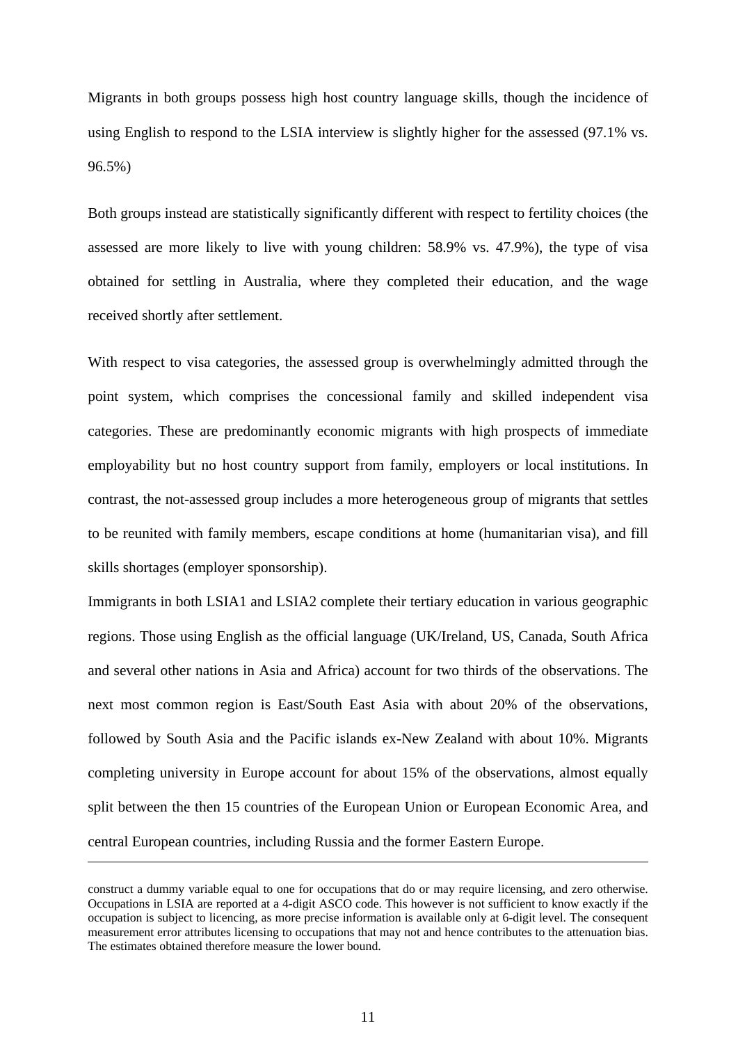Migrants in both groups possess high host country language skills, though the incidence of using English to respond to the LSIA interview is slightly higher for the assessed (97.1% vs. 96.5%)

Both groups instead are statistically significantly different with respect to fertility choices (the assessed are more likely to live with young children: 58.9% vs. 47.9%), the type of visa obtained for settling in Australia, where they completed their education, and the wage received shortly after settlement.

With respect to visa categories, the assessed group is overwhelmingly admitted through the point system, which comprises the concessional family and skilled independent visa categories. These are predominantly economic migrants with high prospects of immediate employability but no host country support from family, employers or local institutions. In contrast, the not-assessed group includes a more heterogeneous group of migrants that settles to be reunited with family members, escape conditions at home (humanitarian visa), and fill skills shortages (employer sponsorship).

Immigrants in both LSIA1 and LSIA2 complete their tertiary education in various geographic regions. Those using English as the official language (UK/Ireland, US, Canada, South Africa and several other nations in Asia and Africa) account for two thirds of the observations. The next most common region is East/South East Asia with about 20% of the observations, followed by South Asia and the Pacific islands ex-New Zealand with about 10%. Migrants completing university in Europe account for about 15% of the observations, almost equally split between the then 15 countries of the European Union or European Economic Area, and central European countries, including Russia and the former Eastern Europe.

---

construct a dummy variable equal to one for occupations that do or may require licensing, and zero otherwise. Occupations in LSIA are reported at a 4-digit ASCO code. This however is not sufficient to know exactly if the occupation is subject to licencing, as more precise information is available only at 6-digit level. The consequent measurement error attributes licensing to occupations that may not and hence contributes to the attenuation bias. The estimates obtained therefore measure the lower bound.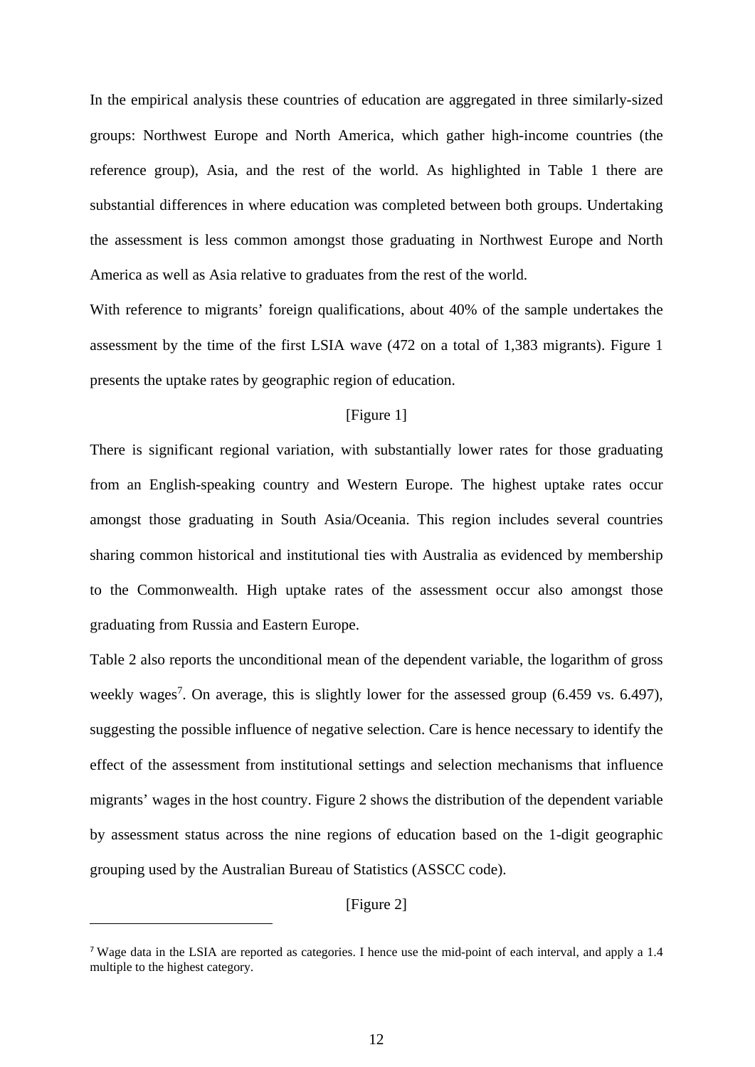In the empirical analysis these countries of education are aggregated in three similarly-sized groups: Northwest Europe and North America, which gather high-income countries (the reference group), Asia, and the rest of the world. As highlighted in Table 1 there are substantial differences in where education was completed between both groups. Undertaking the assessment is less common amongst those graduating in Northwest Europe and North America as well as Asia relative to graduates from the rest of the world.

With reference to migrants' foreign qualifications, about 40% of the sample undertakes the assessment by the time of the first LSIA wave (472 on a total of 1,383 migrants). Figure 1 presents the uptake rates by geographic region of education.

[Figure 1]

There is significant regional variation, with substantially lower rates for those graduating from an English-speaking country and Western Europe. The highest uptake rates occur amongst those graduating in South Asia/Oceania. This region includes several countries sharing common historical and institutional ties with Australia as evidenced by membership to the Commonwealth. High uptake rates of the assessment occur also amongst those graduating from Russia and Eastern Europe.

Table 2 also reports the unconditional mean of the dependent variable, the logarithm of gross weekly wages[7]. On average, this is slightly lower for the assessed group (6.459 vs. 6.497), suggesting the possible influence of negative selection. Care is hence necessary to identify the effect of the assessment from institutional settings and selection mechanisms that influence migrants' wages in the host country. Figure 2 shows the distribution of the dependent variable by assessment status across the nine regions of education based on the 1-digit geographic grouping used by the Australian Bureau of Statistics (ASSCC code).

[Figure 2]

[7] Wage data in the LSIA are reported as categories. I hence use the mid-point of each interval, and apply a 1.4 multiple to the highest category.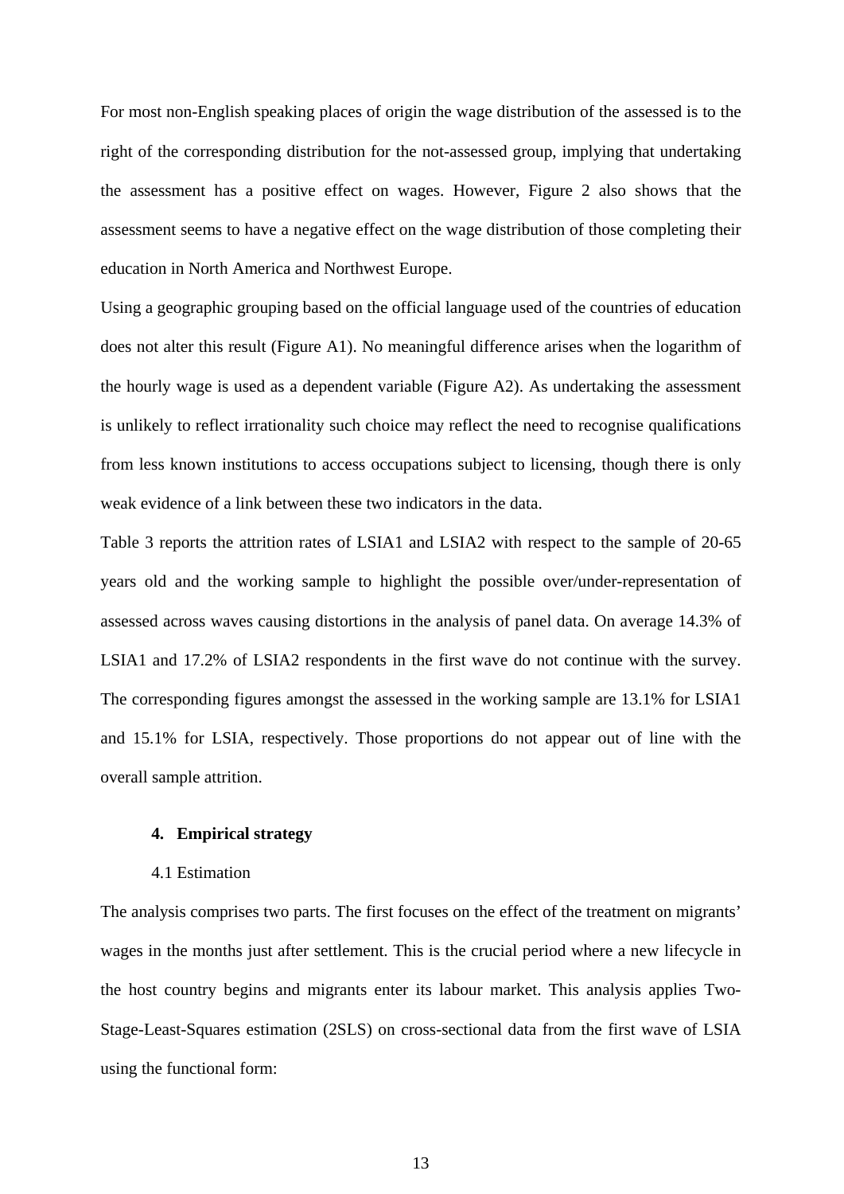For most non-English speaking places of origin the wage distribution of the assessed is to the right of the corresponding distribution for the not-assessed group, implying that undertaking the assessment has a positive effect on wages. However, Figure 2 also shows that the assessment seems to have a negative effect on the wage distribution of those completing their education in North America and Northwest Europe.

Using a geographic grouping based on the official language used of the countries of education does not alter this result (Figure A1). No meaningful difference arises when the logarithm of the hourly wage is used as a dependent variable (Figure A2). As undertaking the assessment is unlikely to reflect irrationality such choice may reflect the need to recognise qualifications from less known institutions to access occupations subject to licensing, though there is only weak evidence of a link between these two indicators in the data.

Table 3 reports the attrition rates of LSIA1 and LSIA2 with respect to the sample of 20-65 years old and the working sample to highlight the possible over/under-representation of assessed across waves causing distortions in the analysis of panel data. On average 14.3% of LSIA1 and 17.2% of LSIA2 respondents in the first wave do not continue with the survey. The corresponding figures amongst the assessed in the working sample are 13.1% for LSIA1 and 15.1% for LSIA, respectively. Those proportions do not appear out of line with the overall sample attrition.

## 4. Empirical strategy

### 4.1 Estimation

The analysis comprises two parts. The first focuses on the effect of the treatment on migrants' wages in the months just after settlement. This is the crucial period where a new lifecycle in the host country begins and migrants enter its labour market. This analysis applies Two-Stage-Least-Squares estimation (2SLS) on cross-sectional data from the first wave of LSIA using the functional form: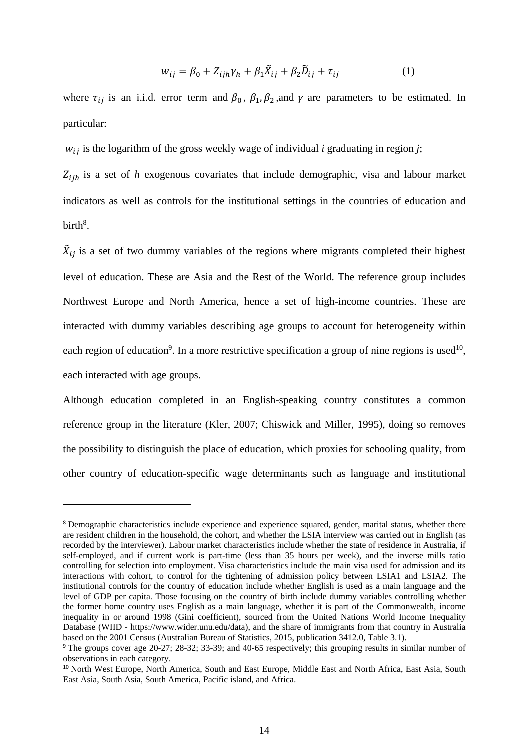$$w_{ij} = \beta_0 + Z_{ijh}\gamma_h + \beta_1\tilde{X}_{ij} + \beta_2\widetilde{D}_{ij} + \tau_{ij} \qquad (1)$$

where $\tau_{ij}$ is an i.i.d. error term and $\beta_0$, $\beta_1, \beta_2$, and $\gamma$ are parameters to be estimated. In particular:

$w_{ij}$ is the logarithm of the gross weekly wage of individual *i* graduating in region *j*;

$Z_{ijh}$ is a set of *h* exogenous covariates that include demographic, visa and labour market indicators as well as controls for the institutional settings in the countries of education and birth[8].

$\tilde{X}_{ij}$ is a set of two dummy variables of the regions where migrants completed their highest level of education. These are Asia and the Rest of the World. The reference group includes Northwest Europe and North America, hence a set of high-income countries. These are interacted with dummy variables describing age groups to account for heterogeneity within each region of education[9]. In a more restrictive specification a group of nine regions is used[10], each interacted with age groups.

Although education completed in an English-speaking country constitutes a common reference group in the literature (Kler, 2007; Chiswick and Miller, 1995), doing so removes the possibility to distinguish the place of education, which proxies for schooling quality, from other country of education-specific wage determinants such as language and institutional

---

[8] Demographic characteristics include experience and experience squared, gender, marital status, whether there are resident children in the household, the cohort, and whether the LSIA interview was carried out in English (as recorded by the interviewer). Labour market characteristics include whether the state of residence in Australia, if self-employed, and if current work is part-time (less than 35 hours per week), and the inverse mills ratio controlling for selection into employment. Visa characteristics include the main visa used for admission and its interactions with cohort, to control for the tightening of admission policy between LSIA1 and LSIA2. The institutional controls for the country of education include whether English is used as a main language and the level of GDP per capita. Those focusing on the country of birth include dummy variables controlling whether the former home country uses English as a main language, whether it is part of the Commonwealth, income inequality in or around 1998 (Gini coefficient), sourced from the United Nations World Income Inequality Database (WIID - https://www.wider.unu.edu/data), and the share of immigrants from that country in Australia based on the 2001 Census (Australian Bureau of Statistics, 2015, publication 3412.0, Table 3.1).

[9] The groups cover age 20-27; 28-32; 33-39; and 40-65 respectively; this grouping results in similar number of observations in each category.

[10] North West Europe, North America, South and East Europe, Middle East and North Africa, East Asia, South East Asia, South Asia, South America, Pacific island, and Africa.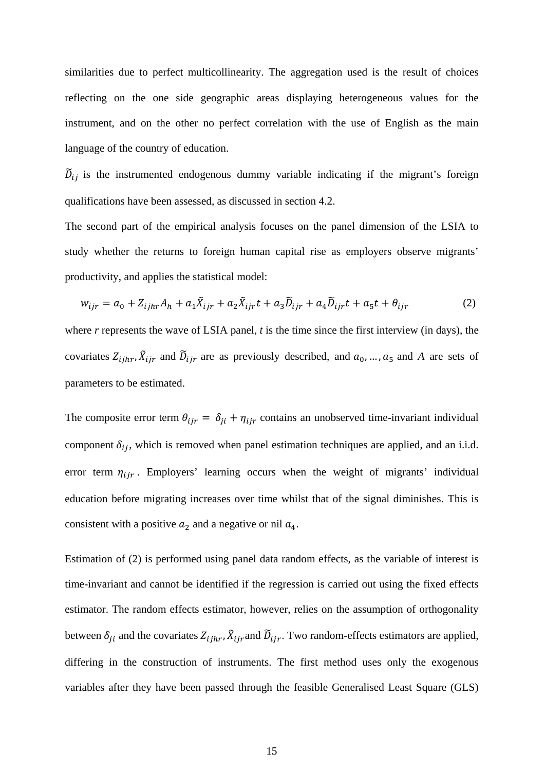similarities due to perfect multicollinearity. The aggregation used is the result of choices reflecting on the one side geographic areas displaying heterogeneous values for the instrument, and on the other no perfect correlation with the use of English as the main language of the country of education.

$\widetilde{D}_{ij}$ is the instrumented endogenous dummy variable indicating if the migrant's foreign qualifications have been assessed, as discussed in section 4.2.

The second part of the empirical analysis focuses on the panel dimension of the LSIA to study whether the returns to foreign human capital rise as employers observe migrants' productivity, and applies the statistical model:

$$w_{ijr} = a_0 + Z_{ijhr}A_h + a_1\tilde{X}_{ijr} + a_2\tilde{X}_{ijr}t + a_3\widetilde{D}_{ijr} + a_4\widetilde{D}_{ijr}t + a_5 t + \theta_{ijr} \tag{2}$$

where *r* represents the wave of LSIA panel, *t* is the time since the first interview (in days), the covariates $Z_{ijhr}, \tilde{X}_{ijr}$ and $\widetilde{D}_{ijr}$ are as previously described, and $a_0, \dots, a_5$ and *A* are sets of parameters to be estimated.

The composite error term $\theta_{ijr} = \delta_{ji} + \eta_{ijr}$ contains an unobserved time-invariant individual component $\delta_{ij}$, which is removed when panel estimation techniques are applied, and an i.i.d. error term $\eta_{ijr}$. Employers' learning occurs when the weight of migrants' individual education before migrating increases over time whilst that of the signal diminishes. This is consistent with a positive $a_2$ and a negative or nil $a_4$.

Estimation of (2) is performed using panel data random effects, as the variable of interest is time-invariant and cannot be identified if the regression is carried out using the fixed effects estimator. The random effects estimator, however, relies on the assumption of orthogonality between $\delta_{ji}$ and the covariates $Z_{ijhr}, \tilde{X}_{ijr}$ and $\widetilde{D}_{ijr}$. Two random-effects estimators are applied, differing in the construction of instruments. The first method uses only the exogenous variables after they have been passed through the feasible Generalised Least Square (GLS)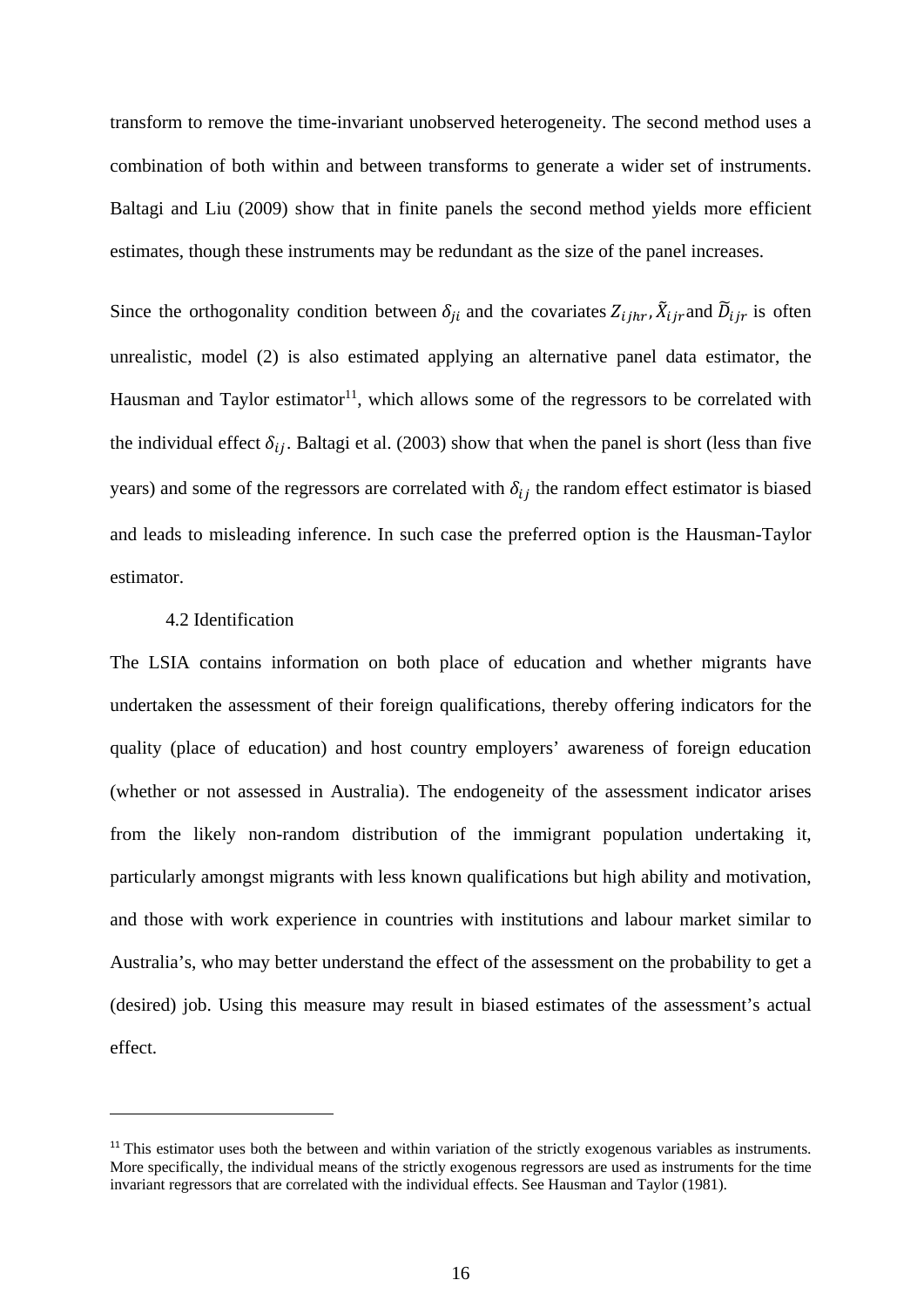transform to remove the time-invariant unobserved heterogeneity. The second method uses a combination of both within and between transforms to generate a wider set of instruments. Baltagi and Liu (2009) show that in finite panels the second method yields more efficient estimates, though these instruments may be redundant as the size of the panel increases.

Since the orthogonality condition between $\delta_{ji}$ and the covariates $Z_{ijhr}$, $\tilde{X}_{ijr}$ and $\tilde{D}_{ijr}$ is often unrealistic, model (2) is also estimated applying an alternative panel data estimator, the Hausman and Taylor estimator[11], which allows some of the regressors to be correlated with the individual effect $\delta_{ij}$. Baltagi et al. (2003) show that when the panel is short (less than five years) and some of the regressors are correlated with $\delta_{ij}$ the random effect estimator is biased and leads to misleading inference. In such case the preferred option is the Hausman-Taylor estimator.

### 4.2 Identification

The LSIA contains information on both place of education and whether migrants have undertaken the assessment of their foreign qualifications, thereby offering indicators for the quality (place of education) and host country employers' awareness of foreign education (whether or not assessed in Australia). The endogeneity of the assessment indicator arises from the likely non-random distribution of the immigrant population undertaking it, particularly amongst migrants with less known qualifications but high ability and motivation, and those with work experience in countries with institutions and labour market similar to Australia's, who may better understand the effect of the assessment on the probability to get a (desired) job. Using this measure may result in biased estimates of the assessment's actual effect.

[11] This estimator uses both the between and within variation of the strictly exogenous variables as instruments. More specifically, the individual means of the strictly exogenous regressors are used as instruments for the time invariant regressors that are correlated with the individual effects. See Hausman and Taylor (1981).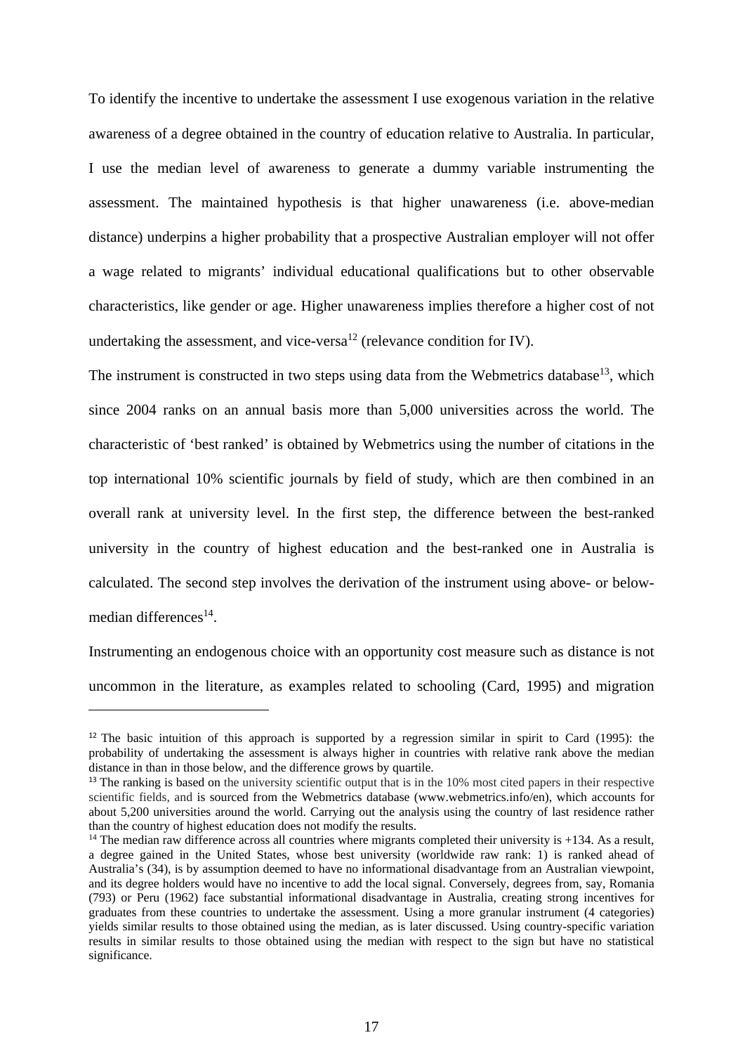To identify the incentive to undertake the assessment I use exogenous variation in the relative awareness of a degree obtained in the country of education relative to Australia. In particular, I use the median level of awareness to generate a dummy variable instrumenting the assessment. The maintained hypothesis is that higher unawareness (i.e. above-median distance) underpins a higher probability that a prospective Australian employer will not offer a wage related to migrants' individual educational qualifications but to other observable characteristics, like gender or age. Higher unawareness implies therefore a higher cost of not undertaking the assessment, and vice-versa[12] (relevance condition for IV).

The instrument is constructed in two steps using data from the Webmetrics database[13], which since 2004 ranks on an annual basis more than 5,000 universities across the world. The characteristic of 'best ranked' is obtained by Webmetrics using the number of citations in the top international 10% scientific journals by field of study, which are then combined in an overall rank at university level. In the first step, the difference between the best-ranked university in the country of highest education and the best-ranked one in Australia is calculated. The second step involves the derivation of the instrument using above- or below-median differences[14].

Instrumenting an endogenous choice with an opportunity cost measure such as distance is not uncommon in the literature, as examples related to schooling (Card, 1995) and migration

---

[12] The basic intuition of this approach is supported by a regression similar in spirit to Card (1995): the probability of undertaking the assessment is always higher in countries with relative rank above the median distance in than in those below, and the difference grows by quartile.

[13] The ranking is based on the university scientific output that is in the 10% most cited papers in their respective scientific fields, and is sourced from the Webmetrics database (www.webmetrics.info/en), which accounts for about 5,200 universities around the world. Carrying out the analysis using the country of last residence rather than the country of highest education does not modify the results.

[14] The median raw difference across all countries where migrants completed their university is +134. As a result, a degree gained in the United States, whose best university (worldwide raw rank: 1) is ranked ahead of Australia's (34), is by assumption deemed to have no informational disadvantage from an Australian viewpoint, and its degree holders would have no incentive to add the local signal. Conversely, degrees from, say, Romania (793) or Peru (1962) face substantial informational disadvantage in Australia, creating strong incentives for graduates from these countries to undertake the assessment. Using a more granular instrument (4 categories) yields similar results to those obtained using the median, as is later discussed. Using country-specific variation results in similar results to those obtained using the median with respect to the sign but have no statistical significance.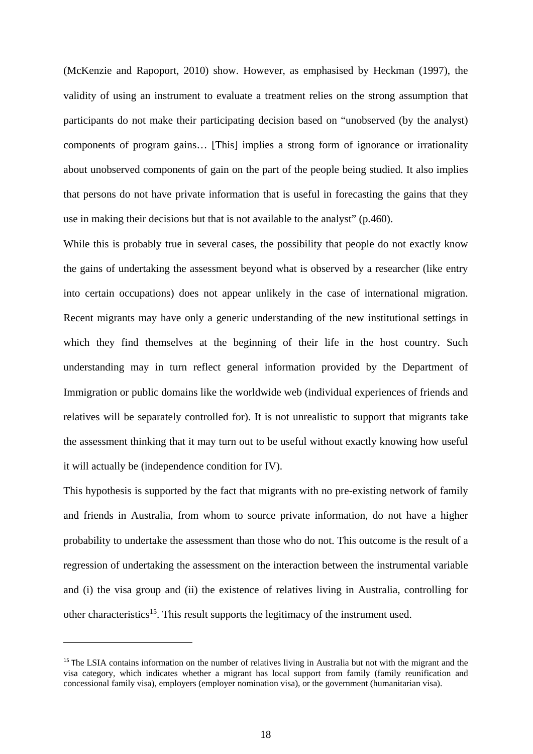(McKenzie and Rapoport, 2010) show. However, as emphasised by Heckman (1997), the validity of using an instrument to evaluate a treatment relies on the strong assumption that participants do not make their participating decision based on "unobserved (by the analyst) components of program gains… [This] implies a strong form of ignorance or irrationality about unobserved components of gain on the part of the people being studied. It also implies that persons do not have private information that is useful in forecasting the gains that they use in making their decisions but that is not available to the analyst" (p.460).

While this is probably true in several cases, the possibility that people do not exactly know the gains of undertaking the assessment beyond what is observed by a researcher (like entry into certain occupations) does not appear unlikely in the case of international migration. Recent migrants may have only a generic understanding of the new institutional settings in which they find themselves at the beginning of their life in the host country. Such understanding may in turn reflect general information provided by the Department of Immigration or public domains like the worldwide web (individual experiences of friends and relatives will be separately controlled for). It is not unrealistic to support that migrants take the assessment thinking that it may turn out to be useful without exactly knowing how useful it will actually be (independence condition for IV).

This hypothesis is supported by the fact that migrants with no pre-existing network of family and friends in Australia, from whom to source private information, do not have a higher probability to undertake the assessment than those who do not. This outcome is the result of a regression of undertaking the assessment on the interaction between the instrumental variable and (i) the visa group and (ii) the existence of relatives living in Australia, controlling for other characteristics[15]. This result supports the legitimacy of the instrument used.

---

[15] The LSIA contains information on the number of relatives living in Australia but not with the migrant and the visa category, which indicates whether a migrant has local support from family (family reunification and concessional family visa), employers (employer nomination visa), or the government (humanitarian visa).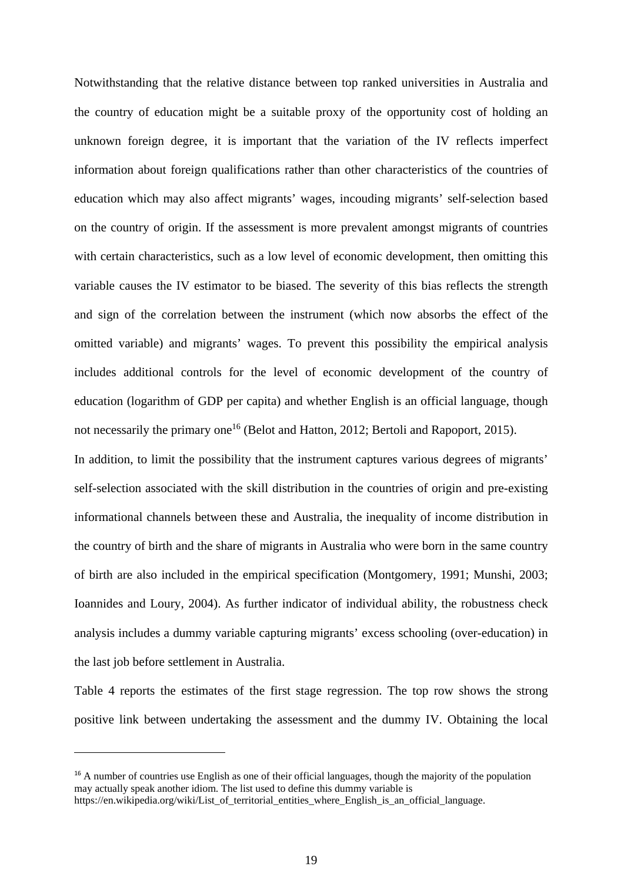Notwithstanding that the relative distance between top ranked universities in Australia and the country of education might be a suitable proxy of the opportunity cost of holding an unknown foreign degree, it is important that the variation of the IV reflects imperfect information about foreign qualifications rather than other characteristics of the countries of education which may also affect migrants' wages, incouding migrants' self-selection based on the country of origin. If the assessment is more prevalent amongst migrants of countries with certain characteristics, such as a low level of economic development, then omitting this variable causes the IV estimator to be biased. The severity of this bias reflects the strength and sign of the correlation between the instrument (which now absorbs the effect of the omitted variable) and migrants' wages. To prevent this possibility the empirical analysis includes additional controls for the level of economic development of the country of education (logarithm of GDP per capita) and whether English is an official language, though not necessarily the primary one[16] (Belot and Hatton, 2012; Bertoli and Rapoport, 2015).

In addition, to limit the possibility that the instrument captures various degrees of migrants' self-selection associated with the skill distribution in the countries of origin and pre-existing informational channels between these and Australia, the inequality of income distribution in the country of birth and the share of migrants in Australia who were born in the same country of birth are also included in the empirical specification (Montgomery, 1991; Munshi, 2003; Ioannides and Loury, 2004). As further indicator of individual ability, the robustness check analysis includes a dummy variable capturing migrants' excess schooling (over-education) in the last job before settlement in Australia.

Table 4 reports the estimates of the first stage regression. The top row shows the strong positive link between undertaking the assessment and the dummy IV. Obtaining the local

[16] A number of countries use English as one of their official languages, though the majority of the population may actually speak another idiom. The list used to define this dummy variable is https://en.wikipedia.org/wiki/List_of_territorial_entities_where_English_is_an_official_language.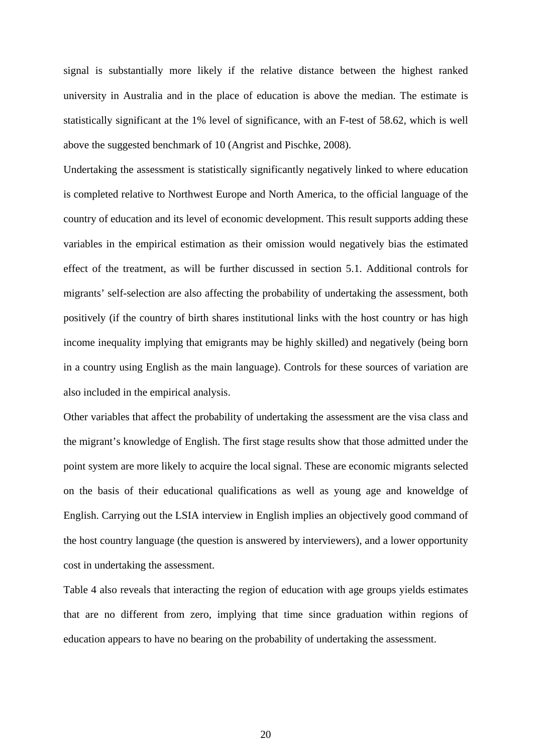signal is substantially more likely if the relative distance between the highest ranked university in Australia and in the place of education is above the median. The estimate is statistically significant at the 1% level of significance, with an F-test of 58.62, which is well above the suggested benchmark of 10 (Angrist and Pischke, 2008).

Undertaking the assessment is statistically significantly negatively linked to where education is completed relative to Northwest Europe and North America, to the official language of the country of education and its level of economic development. This result supports adding these variables in the empirical estimation as their omission would negatively bias the estimated effect of the treatment, as will be further discussed in section 5.1. Additional controls for migrants' self-selection are also affecting the probability of undertaking the assessment, both positively (if the country of birth shares institutional links with the host country or has high income inequality implying that emigrants may be highly skilled) and negatively (being born in a country using English as the main language). Controls for these sources of variation are also included in the empirical analysis.

Other variables that affect the probability of undertaking the assessment are the visa class and the migrant's knowledge of English. The first stage results show that those admitted under the point system are more likely to acquire the local signal. These are economic migrants selected on the basis of their educational qualifications as well as young age and knoweldge of English. Carrying out the LSIA interview in English implies an objectively good command of the host country language (the question is answered by interviewers), and a lower opportunity cost in undertaking the assessment.

Table 4 also reveals that interacting the region of education with age groups yields estimates that are no different from zero, implying that time since graduation within regions of education appears to have no bearing on the probability of undertaking the assessment.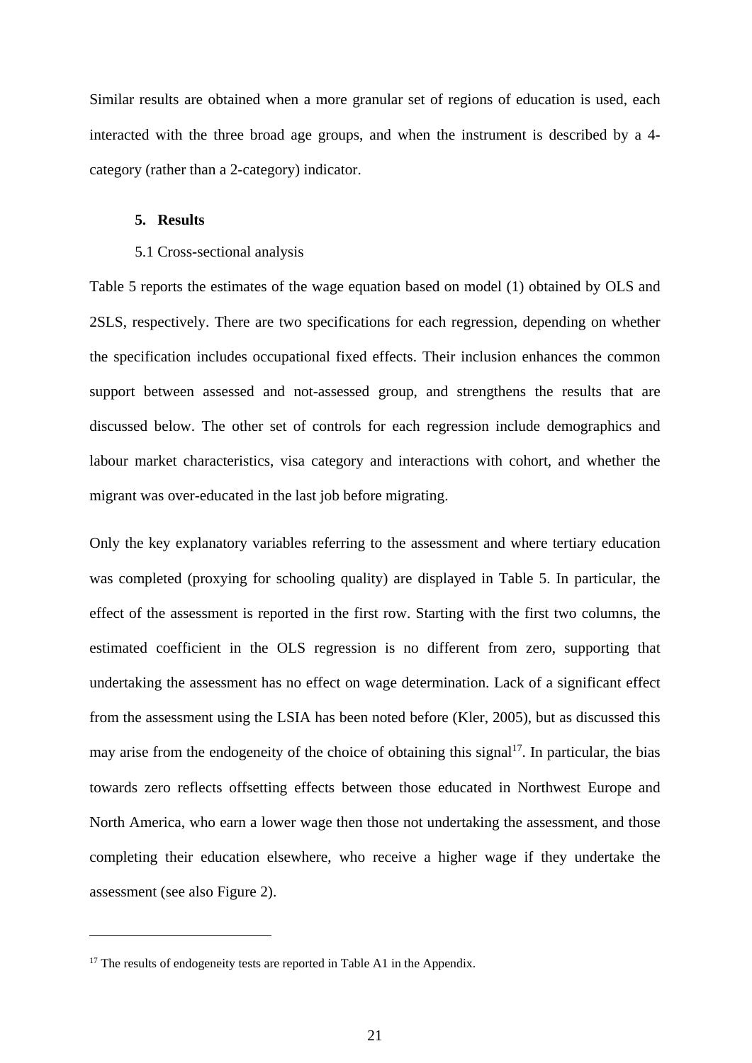Similar results are obtained when a more granular set of regions of education is used, each interacted with the three broad age groups, and when the instrument is described by a 4-category (rather than a 2-category) indicator.

## 5. Results

### 5.1 Cross-sectional analysis

Table 5 reports the estimates of the wage equation based on model (1) obtained by OLS and 2SLS, respectively. There are two specifications for each regression, depending on whether the specification includes occupational fixed effects. Their inclusion enhances the common support between assessed and not-assessed group, and strengthens the results that are discussed below. The other set of controls for each regression include demographics and labour market characteristics, visa category and interactions with cohort, and whether the migrant was over-educated in the last job before migrating.

Only the key explanatory variables referring to the assessment and where tertiary education was completed (proxying for schooling quality) are displayed in Table 5. In particular, the effect of the assessment is reported in the first row. Starting with the first two columns, the estimated coefficient in the OLS regression is no different from zero, supporting that undertaking the assessment has no effect on wage determination. Lack of a significant effect from the assessment using the LSIA has been noted before (Kler, 2005), but as discussed this may arise from the endogeneity of the choice of obtaining this signal[17]. In particular, the bias towards zero reflects offsetting effects between those educated in Northwest Europe and North America, who earn a lower wage then those not undertaking the assessment, and those completing their education elsewhere, who receive a higher wage if they undertake the assessment (see also Figure 2).

[17] The results of endogeneity tests are reported in Table A1 in the Appendix.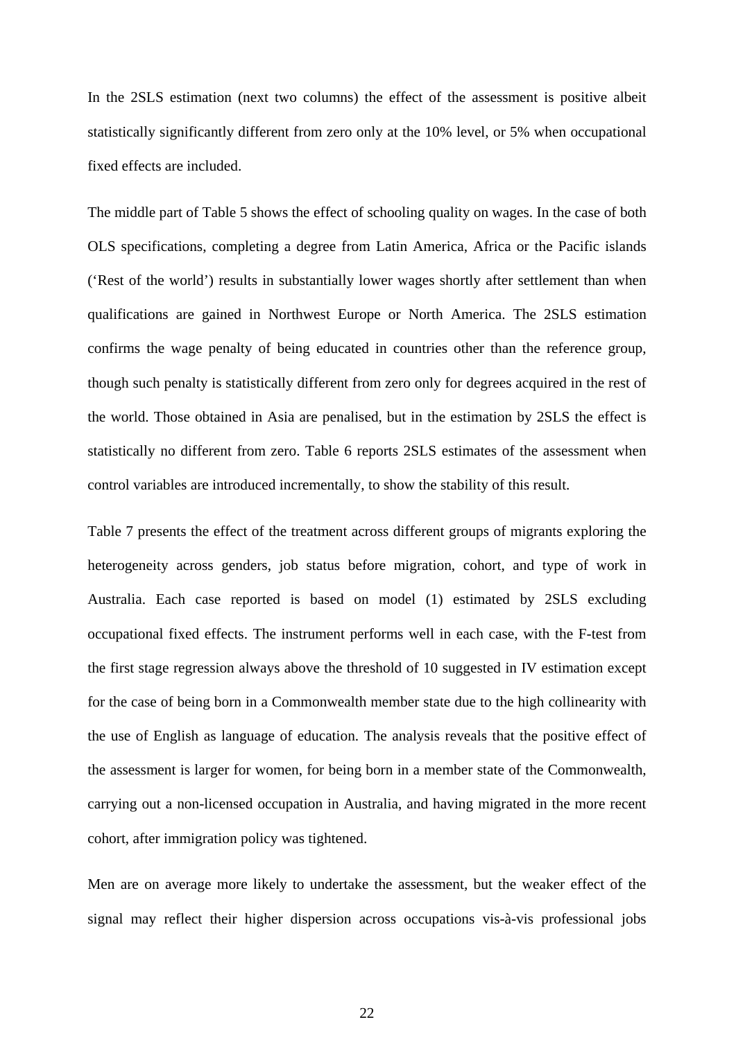In the 2SLS estimation (next two columns) the effect of the assessment is positive albeit statistically significantly different from zero only at the 10% level, or 5% when occupational fixed effects are included.

The middle part of Table 5 shows the effect of schooling quality on wages. In the case of both OLS specifications, completing a degree from Latin America, Africa or the Pacific islands ('Rest of the world') results in substantially lower wages shortly after settlement than when qualifications are gained in Northwest Europe or North America. The 2SLS estimation confirms the wage penalty of being educated in countries other than the reference group, though such penalty is statistically different from zero only for degrees acquired in the rest of the world. Those obtained in Asia are penalised, but in the estimation by 2SLS the effect is statistically no different from zero. Table 6 reports 2SLS estimates of the assessment when control variables are introduced incrementally, to show the stability of this result.

Table 7 presents the effect of the treatment across different groups of migrants exploring the heterogeneity across genders, job status before migration, cohort, and type of work in Australia. Each case reported is based on model (1) estimated by 2SLS excluding occupational fixed effects. The instrument performs well in each case, with the F-test from the first stage regression always above the threshold of 10 suggested in IV estimation except for the case of being born in a Commonwealth member state due to the high collinearity with the use of English as language of education. The analysis reveals that the positive effect of the assessment is larger for women, for being born in a member state of the Commonwealth, carrying out a non-licensed occupation in Australia, and having migrated in the more recent cohort, after immigration policy was tightened.

Men are on average more likely to undertake the assessment, but the weaker effect of the signal may reflect their higher dispersion across occupations vis-à-vis professional jobs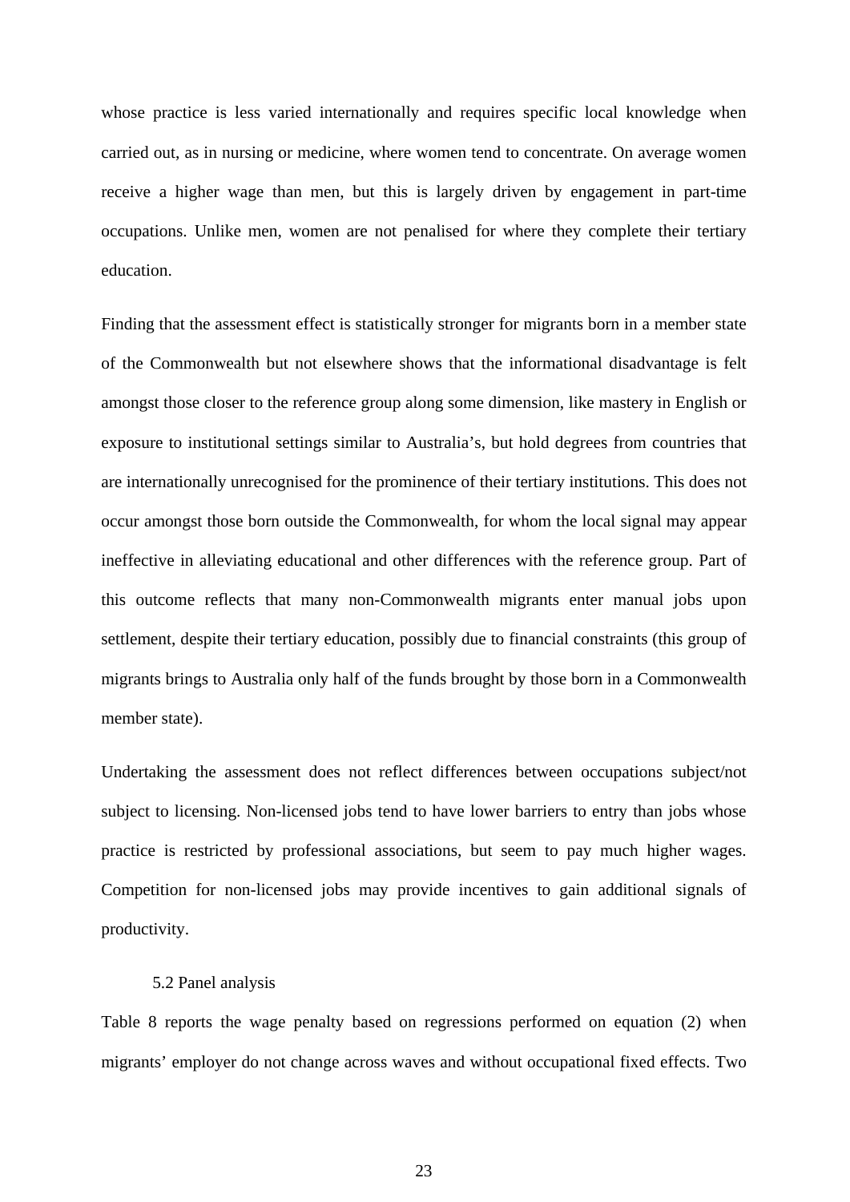whose practice is less varied internationally and requires specific local knowledge when carried out, as in nursing or medicine, where women tend to concentrate. On average women receive a higher wage than men, but this is largely driven by engagement in part-time occupations. Unlike men, women are not penalised for where they complete their tertiary education.

Finding that the assessment effect is statistically stronger for migrants born in a member state of the Commonwealth but not elsewhere shows that the informational disadvantage is felt amongst those closer to the reference group along some dimension, like mastery in English or exposure to institutional settings similar to Australia's, but hold degrees from countries that are internationally unrecognised for the prominence of their tertiary institutions. This does not occur amongst those born outside the Commonwealth, for whom the local signal may appear ineffective in alleviating educational and other differences with the reference group. Part of this outcome reflects that many non-Commonwealth migrants enter manual jobs upon settlement, despite their tertiary education, possibly due to financial constraints (this group of migrants brings to Australia only half of the funds brought by those born in a Commonwealth member state).

Undertaking the assessment does not reflect differences between occupations subject/not subject to licensing. Non-licensed jobs tend to have lower barriers to entry than jobs whose practice is restricted by professional associations, but seem to pay much higher wages. Competition for non-licensed jobs may provide incentives to gain additional signals of productivity.

### 5.2 Panel analysis

Table 8 reports the wage penalty based on regressions performed on equation (2) when migrants' employer do not change across waves and without occupational fixed effects. Two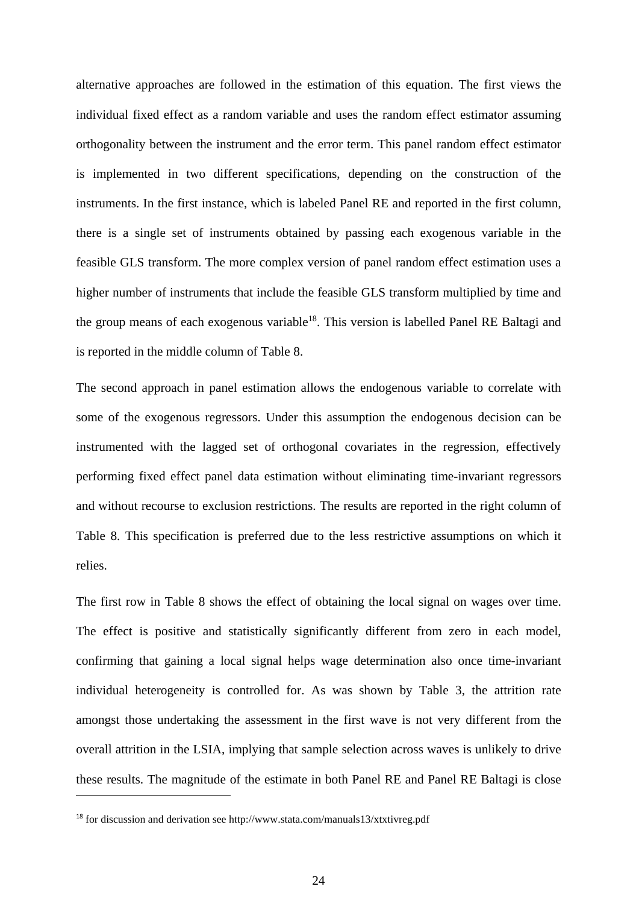alternative approaches are followed in the estimation of this equation. The first views the individual fixed effect as a random variable and uses the random effect estimator assuming orthogonality between the instrument and the error term. This panel random effect estimator is implemented in two different specifications, depending on the construction of the instruments. In the first instance, which is labeled Panel RE and reported in the first column, there is a single set of instruments obtained by passing each exogenous variable in the feasible GLS transform. The more complex version of panel random effect estimation uses a higher number of instruments that include the feasible GLS transform multiplied by time and the group means of each exogenous variable[18]. This version is labelled Panel RE Baltagi and is reported in the middle column of Table 8.

The second approach in panel estimation allows the endogenous variable to correlate with some of the exogenous regressors. Under this assumption the endogenous decision can be instrumented with the lagged set of orthogonal covariates in the regression, effectively performing fixed effect panel data estimation without eliminating time-invariant regressors and without recourse to exclusion restrictions. The results are reported in the right column of Table 8. This specification is preferred due to the less restrictive assumptions on which it relies.

The first row in Table 8 shows the effect of obtaining the local signal on wages over time. The effect is positive and statistically significantly different from zero in each model, confirming that gaining a local signal helps wage determination also once time-invariant individual heterogeneity is controlled for. As was shown by Table 3, the attrition rate amongst those undertaking the assessment in the first wave is not very different from the overall attrition in the LSIA, implying that sample selection across waves is unlikely to drive these results. The magnitude of the estimate in both Panel RE and Panel RE Baltagi is close

[18] for discussion and derivation see http://www.stata.com/manuals13/xtxtivreg.pdf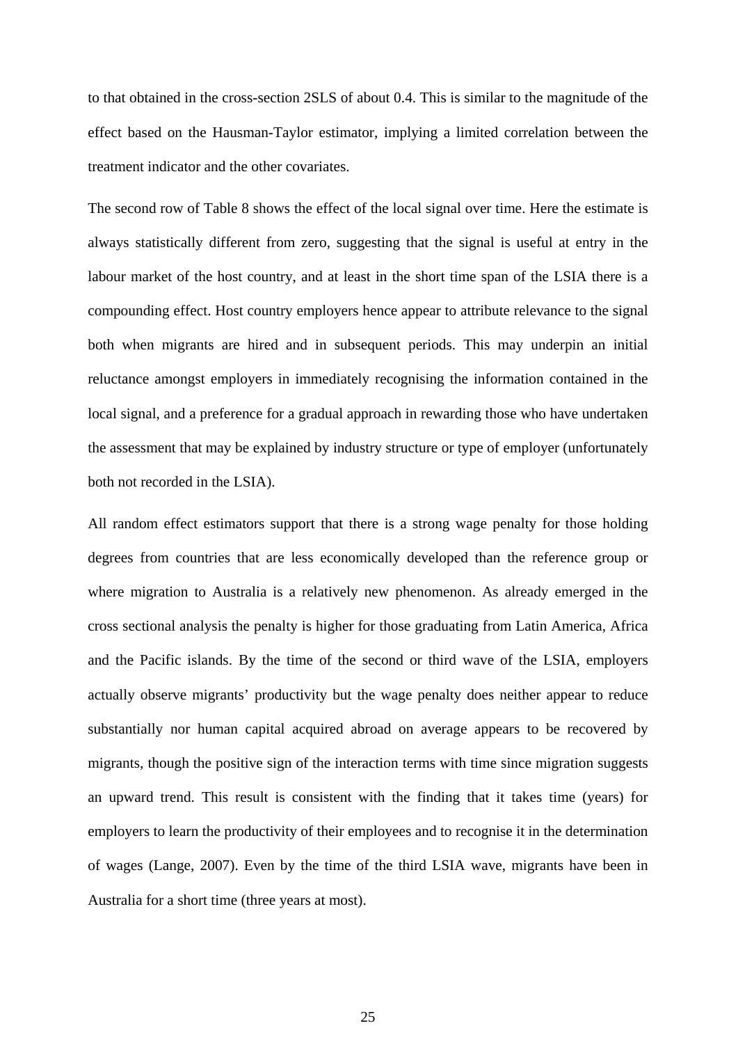to that obtained in the cross-section 2SLS of about 0.4. This is similar to the magnitude of the effect based on the Hausman-Taylor estimator, implying a limited correlation between the treatment indicator and the other covariates.

The second row of Table 8 shows the effect of the local signal over time. Here the estimate is always statistically different from zero, suggesting that the signal is useful at entry in the labour market of the host country, and at least in the short time span of the LSIA there is a compounding effect. Host country employers hence appear to attribute relevance to the signal both when migrants are hired and in subsequent periods. This may underpin an initial reluctance amongst employers in immediately recognising the information contained in the local signal, and a preference for a gradual approach in rewarding those who have undertaken the assessment that may be explained by industry structure or type of employer (unfortunately both not recorded in the LSIA).

All random effect estimators support that there is a strong wage penalty for those holding degrees from countries that are less economically developed than the reference group or where migration to Australia is a relatively new phenomenon. As already emerged in the cross sectional analysis the penalty is higher for those graduating from Latin America, Africa and the Pacific islands. By the time of the second or third wave of the LSIA, employers actually observe migrants' productivity but the wage penalty does neither appear to reduce substantially nor human capital acquired abroad on average appears to be recovered by migrants, though the positive sign of the interaction terms with time since migration suggests an upward trend. This result is consistent with the finding that it takes time (years) for employers to learn the productivity of their employees and to recognise it in the determination of wages (Lange, 2007). Even by the time of the third LSIA wave, migrants have been in Australia for a short time (three years at most).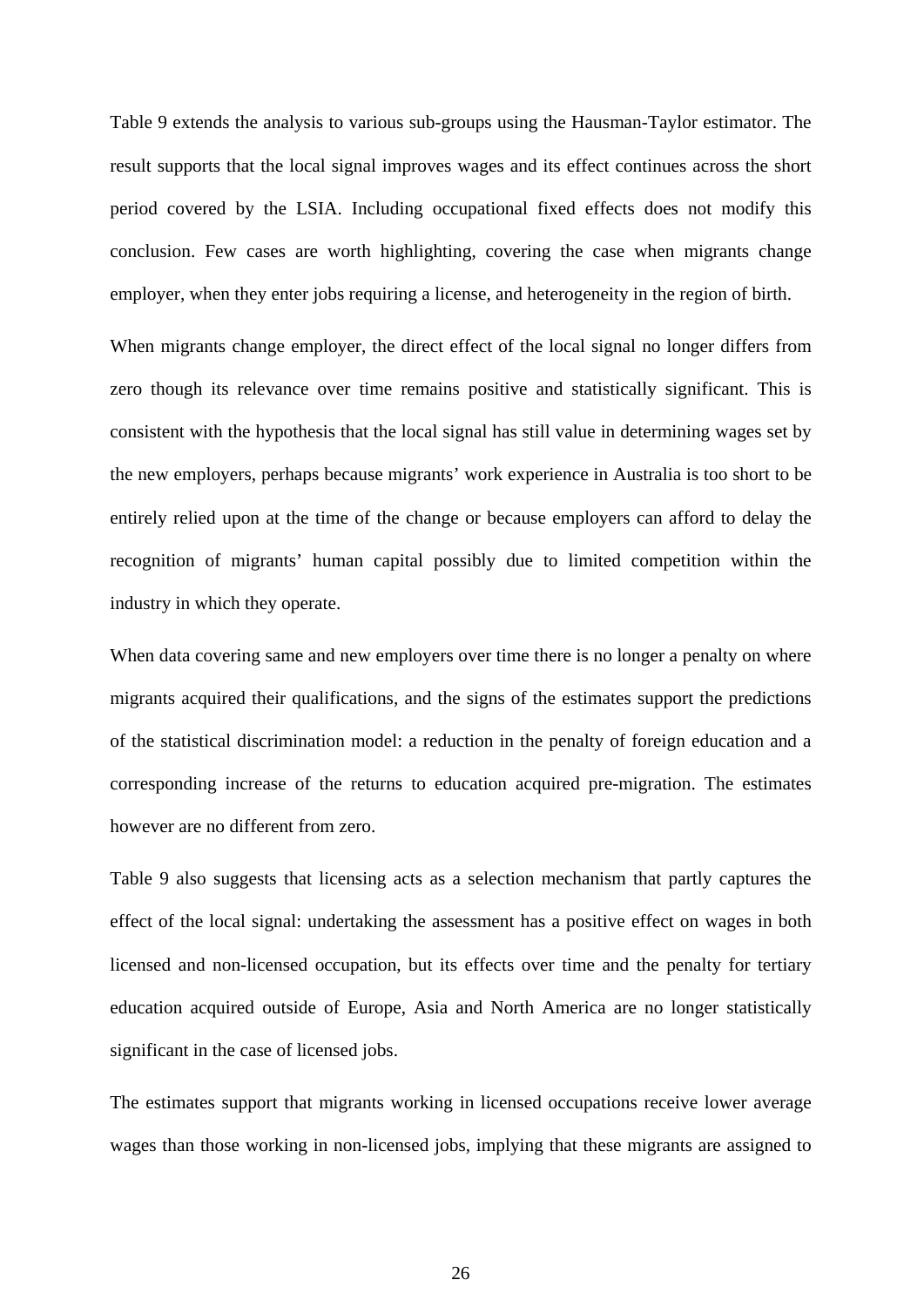Table 9 extends the analysis to various sub-groups using the Hausman-Taylor estimator. The result supports that the local signal improves wages and its effect continues across the short period covered by the LSIA. Including occupational fixed effects does not modify this conclusion. Few cases are worth highlighting, covering the case when migrants change employer, when they enter jobs requiring a license, and heterogeneity in the region of birth.

When migrants change employer, the direct effect of the local signal no longer differs from zero though its relevance over time remains positive and statistically significant. This is consistent with the hypothesis that the local signal has still value in determining wages set by the new employers, perhaps because migrants' work experience in Australia is too short to be entirely relied upon at the time of the change or because employers can afford to delay the recognition of migrants' human capital possibly due to limited competition within the industry in which they operate.

When data covering same and new employers over time there is no longer a penalty on where migrants acquired their qualifications, and the signs of the estimates support the predictions of the statistical discrimination model: a reduction in the penalty of foreign education and a corresponding increase of the returns to education acquired pre-migration. The estimates however are no different from zero.

Table 9 also suggests that licensing acts as a selection mechanism that partly captures the effect of the local signal: undertaking the assessment has a positive effect on wages in both licensed and non-licensed occupation, but its effects over time and the penalty for tertiary education acquired outside of Europe, Asia and North America are no longer statistically significant in the case of licensed jobs.

The estimates support that migrants working in licensed occupations receive lower average wages than those working in non-licensed jobs, implying that these migrants are assigned to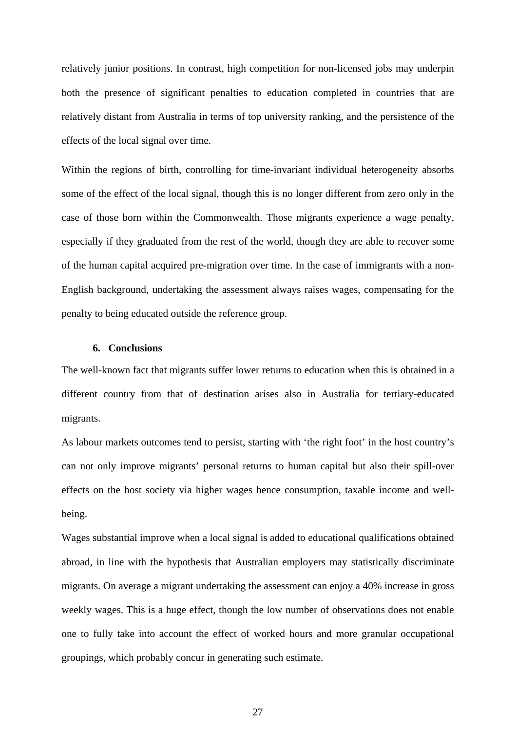relatively junior positions. In contrast, high competition for non-licensed jobs may underpin both the presence of significant penalties to education completed in countries that are relatively distant from Australia in terms of top university ranking, and the persistence of the effects of the local signal over time.

Within the regions of birth, controlling for time-invariant individual heterogeneity absorbs some of the effect of the local signal, though this is no longer different from zero only in the case of those born within the Commonwealth. Those migrants experience a wage penalty, especially if they graduated from the rest of the world, though they are able to recover some of the human capital acquired pre-migration over time. In the case of immigrants with a non-English background, undertaking the assessment always raises wages, compensating for the penalty to being educated outside the reference group.

## 6. Conclusions

The well-known fact that migrants suffer lower returns to education when this is obtained in a different country from that of destination arises also in Australia for tertiary-educated migrants.

As labour markets outcomes tend to persist, starting with 'the right foot' in the host country's can not only improve migrants' personal returns to human capital but also their spill-over effects on the host society via higher wages hence consumption, taxable income and well-being.

Wages substantial improve when a local signal is added to educational qualifications obtained abroad, in line with the hypothesis that Australian employers may statistically discriminate migrants. On average a migrant undertaking the assessment can enjoy a 40% increase in gross weekly wages. This is a huge effect, though the low number of observations does not enable one to fully take into account the effect of worked hours and more granular occupational groupings, which probably concur in generating such estimate.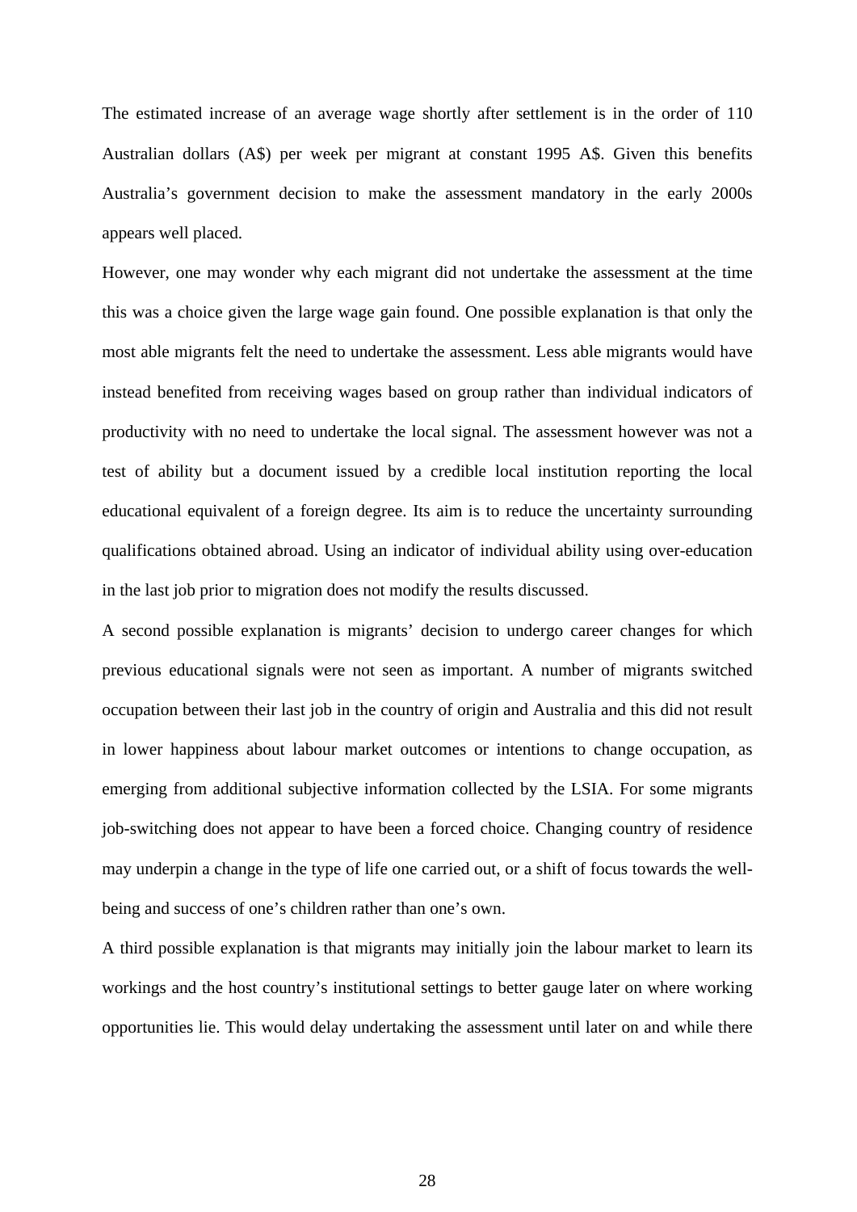The estimated increase of an average wage shortly after settlement is in the order of 110 Australian dollars (A$) per week per migrant at constant 1995 A$. Given this benefits Australia's government decision to make the assessment mandatory in the early 2000s appears well placed.

However, one may wonder why each migrant did not undertake the assessment at the time this was a choice given the large wage gain found. One possible explanation is that only the most able migrants felt the need to undertake the assessment. Less able migrants would have instead benefited from receiving wages based on group rather than individual indicators of productivity with no need to undertake the local signal. The assessment however was not a test of ability but a document issued by a credible local institution reporting the local educational equivalent of a foreign degree. Its aim is to reduce the uncertainty surrounding qualifications obtained abroad. Using an indicator of individual ability using over-education in the last job prior to migration does not modify the results discussed.

A second possible explanation is migrants' decision to undergo career changes for which previous educational signals were not seen as important. A number of migrants switched occupation between their last job in the country of origin and Australia and this did not result in lower happiness about labour market outcomes or intentions to change occupation, as emerging from additional subjective information collected by the LSIA. For some migrants job-switching does not appear to have been a forced choice. Changing country of residence may underpin a change in the type of life one carried out, or a shift of focus towards the well-being and success of one's children rather than one's own.

A third possible explanation is that migrants may initially join the labour market to learn its workings and the host country's institutional settings to better gauge later on where working opportunities lie. This would delay undertaking the assessment until later on and while there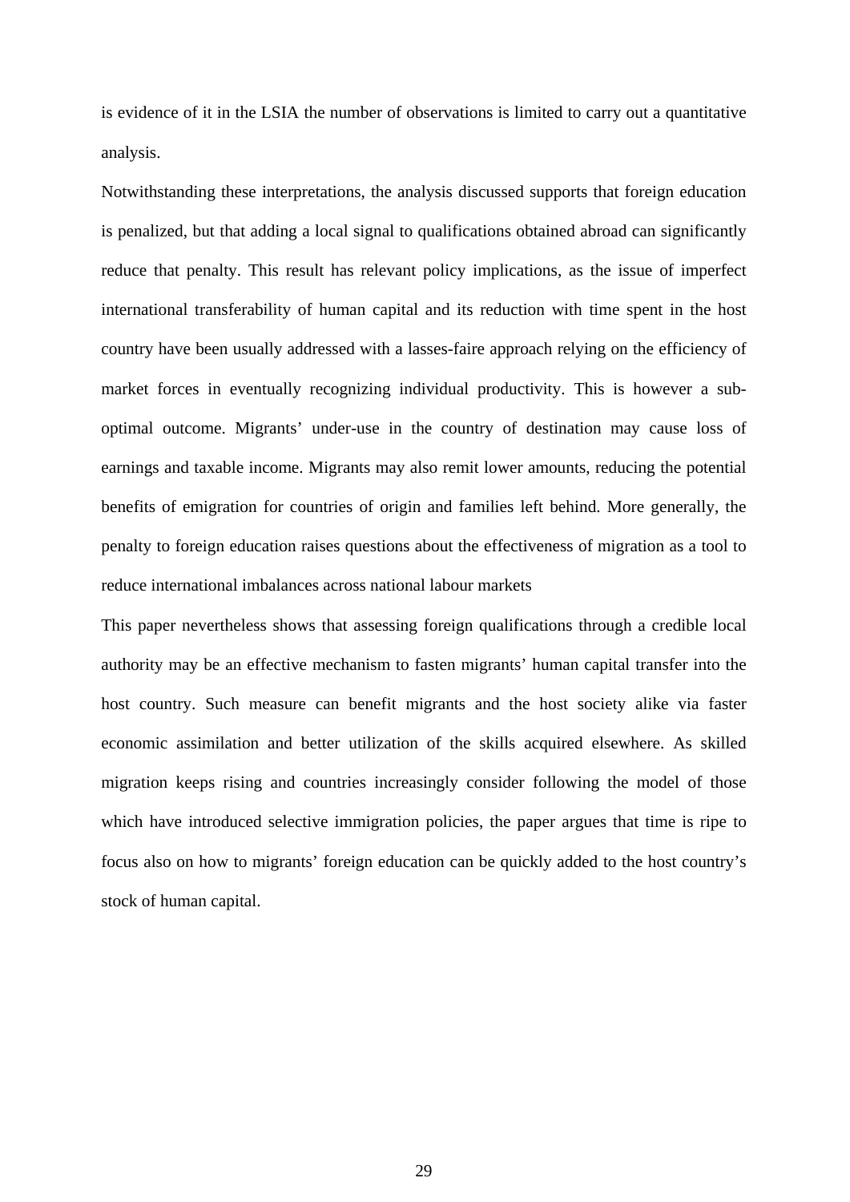is evidence of it in the LSIA the number of observations is limited to carry out a quantitative analysis.

Notwithstanding these interpretations, the analysis discussed supports that foreign education is penalized, but that adding a local signal to qualifications obtained abroad can significantly reduce that penalty. This result has relevant policy implications, as the issue of imperfect international transferability of human capital and its reduction with time spent in the host country have been usually addressed with a lasses-faire approach relying on the efficiency of market forces in eventually recognizing individual productivity. This is however a sub-optimal outcome. Migrants' under-use in the country of destination may cause loss of earnings and taxable income. Migrants may also remit lower amounts, reducing the potential benefits of emigration for countries of origin and families left behind. More generally, the penalty to foreign education raises questions about the effectiveness of migration as a tool to reduce international imbalances across national labour markets

This paper nevertheless shows that assessing foreign qualifications through a credible local authority may be an effective mechanism to fasten migrants' human capital transfer into the host country. Such measure can benefit migrants and the host society alike via faster economic assimilation and better utilization of the skills acquired elsewhere. As skilled migration keeps rising and countries increasingly consider following the model of those which have introduced selective immigration policies, the paper argues that time is ripe to focus also on how to migrants' foreign education can be quickly added to the host country's stock of human capital.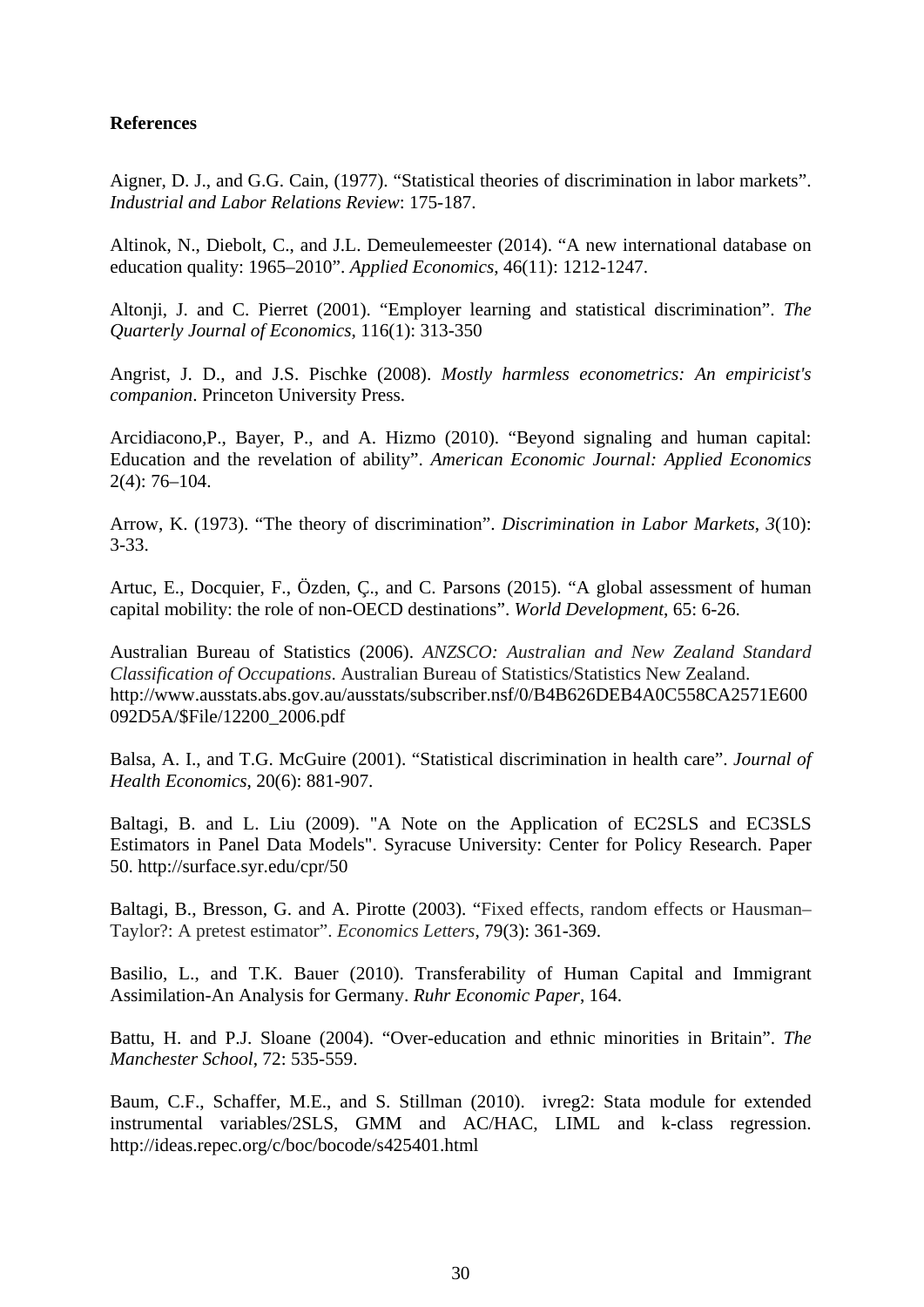**References**

Aigner, D. J., and G.G. Cain, (1977). "Statistical theories of discrimination in labor markets". *Industrial and Labor Relations Review*: 175-187.

Altinok, N., Diebolt, C., and J.L. Demeulemeester (2014). "A new international database on education quality: 1965–2010". *Applied Economics*, 46(11): 1212-1247.

Altonji, J. and C. Pierret (2001). "Employer learning and statistical discrimination". *The Quarterly Journal of Economics*, 116(1): 313-350

Angrist, J. D., and J.S. Pischke (2008). *Mostly harmless econometrics: An empiricist's companion*. Princeton University Press.

Arcidiacono,P., Bayer, P., and A. Hizmo (2010). "Beyond signaling and human capital: Education and the revelation of ability". *American Economic Journal: Applied Economics* 2(4): 76–104.

Arrow, K. (1973). "The theory of discrimination". *Discrimination in Labor Markets*, *3*(10): 3-33.

Artuc, E., Docquier, F., Özden, Ç., and C. Parsons (2015). "A global assessment of human capital mobility: the role of non-OECD destinations". *World Development*, 65: 6-26.

Australian Bureau of Statistics (2006). *ANZSCO: Australian and New Zealand Standard Classification of Occupations*. Australian Bureau of Statistics/Statistics New Zealand. http://www.ausstats.abs.gov.au/ausstats/subscriber.nsf/0/B4B626DEB4A0C558CA2571E600092D5A/$File/12200_2006.pdf

Balsa, A. I., and T.G. McGuire (2001). "Statistical discrimination in health care". *Journal of Health Economics*, 20(6): 881-907.

Baltagi, B. and L. Liu (2009). "A Note on the Application of EC2SLS and EC3SLS Estimators in Panel Data Models". Syracuse University: Center for Policy Research. Paper 50. http://surface.syr.edu/cpr/50

Baltagi, B., Bresson, G. and A. Pirotte (2003). "Fixed effects, random effects or Hausman–Taylor?: A pretest estimator". *Economics Letters*, 79(3): 361-369.

Basilio, L., and T.K. Bauer (2010). Transferability of Human Capital and Immigrant Assimilation-An Analysis for Germany. *Ruhr Economic Paper*, 164.

Battu, H. and P.J. Sloane (2004). "Over-education and ethnic minorities in Britain". *The Manchester School*, 72: 535-559.

Baum, C.F., Schaffer, M.E., and S. Stillman (2010). ivreg2: Stata module for extended instrumental variables/2SLS, GMM and AC/HAC, LIML and k-class regression. http://ideas.repec.org/c/boc/bocode/s425401.html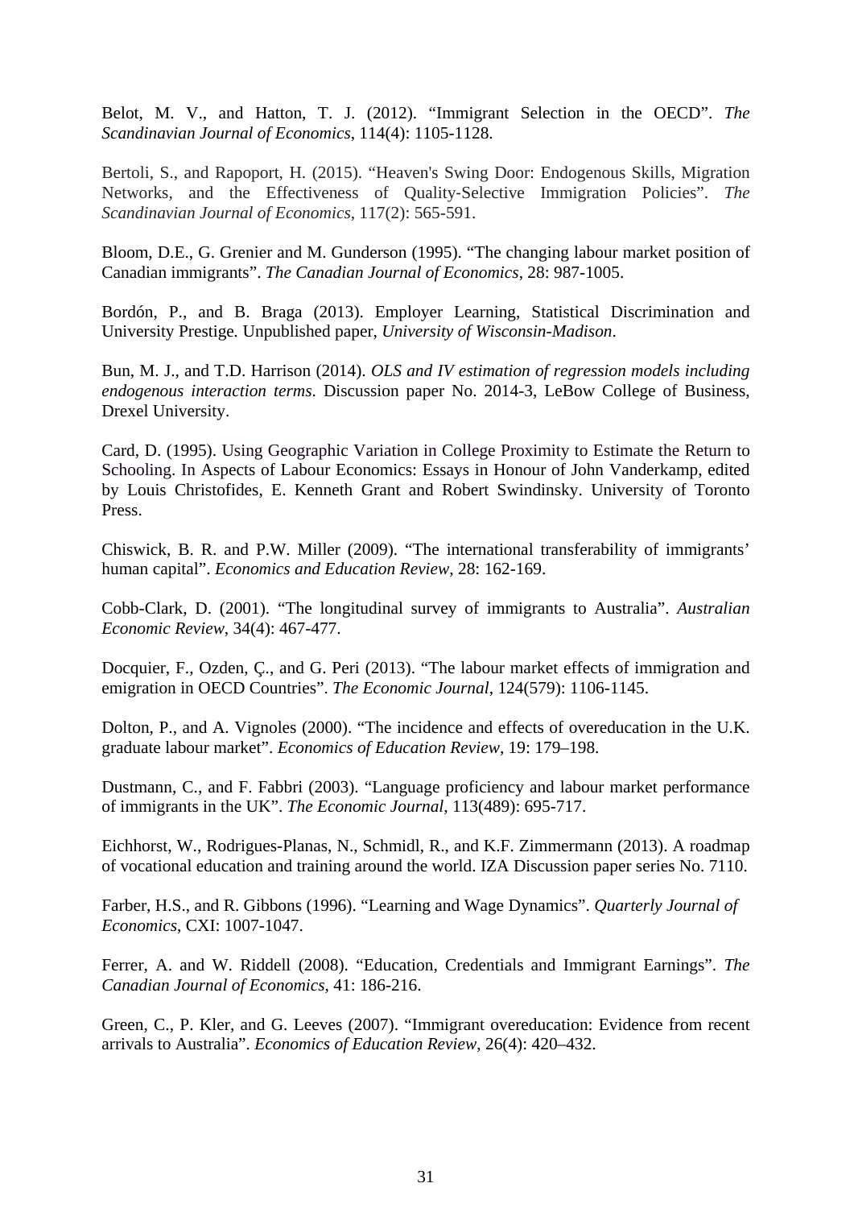Belot, M. V., and Hatton, T. J. (2012). "Immigrant Selection in the OECD". *The Scandinavian Journal of Economics*, 114(4): 1105-1128.

Bertoli, S., and Rapoport, H. (2015). "Heaven's Swing Door: Endogenous Skills, Migration Networks, and the Effectiveness of Quality-Selective Immigration Policies". *The Scandinavian Journal of Economics*, 117(2): 565-591.

Bloom, D.E., G. Grenier and M. Gunderson (1995). "The changing labour market position of Canadian immigrants". *The Canadian Journal of Economics*, 28: 987-1005.

Bordón, P., and B. Braga (2013). Employer Learning, Statistical Discrimination and University Prestige. Unpublished paper, *University of Wisconsin-Madison*.

Bun, M. J., and T.D. Harrison (2014). *OLS and IV estimation of regression models including endogenous interaction terms*. Discussion paper No. 2014-3, LeBow College of Business, Drexel University.

Card, D. (1995). Using Geographic Variation in College Proximity to Estimate the Return to Schooling. In Aspects of Labour Economics: Essays in Honour of John Vanderkamp, edited by Louis Christofides, E. Kenneth Grant and Robert Swindinsky. University of Toronto Press.

Chiswick, B. R. and P.W. Miller (2009). "The international transferability of immigrants' human capital". *Economics and Education Review*, 28: 162-169.

Cobb-Clark, D. (2001). "The longitudinal survey of immigrants to Australia". *Australian Economic Review*, 34(4): 467-477.

Docquier, F., Ozden, Ç., and G. Peri (2013). "The labour market effects of immigration and emigration in OECD Countries". *The Economic Journal*, 124(579): 1106-1145.

Dolton, P., and A. Vignoles (2000). "The incidence and effects of overeducation in the U.K. graduate labour market". *Economics of Education Review*, 19: 179–198.

Dustmann, C., and F. Fabbri (2003). "Language proficiency and labour market performance of immigrants in the UK". *The Economic Journal*, 113(489): 695-717.

Eichhorst, W., Rodrigues-Planas, N., Schmidl, R., and K.F. Zimmermann (2013). A roadmap of vocational education and training around the world. IZA Discussion paper series No. 7110.

Farber, H.S., and R. Gibbons (1996). "Learning and Wage Dynamics". *Quarterly Journal of Economics*, CXI: 1007-1047.

Ferrer, A. and W. Riddell (2008). "Education, Credentials and Immigrant Earnings". *The Canadian Journal of Economics*, 41: 186-216.

Green, C., P. Kler, and G. Leeves (2007). "Immigrant overeducation: Evidence from recent arrivals to Australia". *Economics of Education Review*, 26(4): 420–432.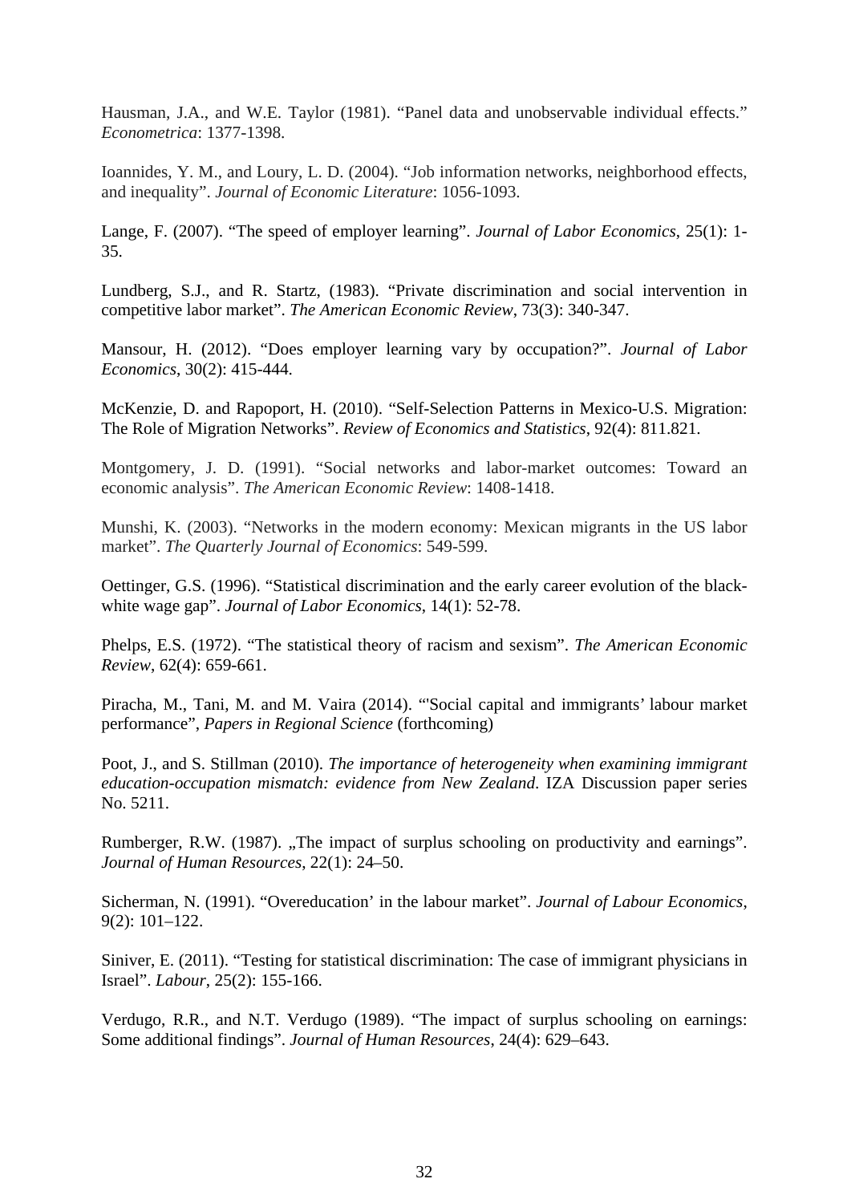Hausman, J.A., and W.E. Taylor (1981). “Panel data and unobservable individual effects.” *Econometrica*: 1377-1398.

Ioannides, Y. M., and Loury, L. D. (2004). “Job information networks, neighborhood effects, and inequality”. *Journal of Economic Literature*: 1056-1093.

Lange, F. (2007). “The speed of employer learning”. *Journal of Labor Economics*, 25(1): 1-35.

Lundberg, S.J., and R. Startz, (1983). “Private discrimination and social intervention in competitive labor market”. *The American Economic Review*, 73(3): 340-347.

Mansour, H. (2012). “Does employer learning vary by occupation?”. *Journal of Labor Economics*, 30(2): 415-444.

McKenzie, D. and Rapoport, H. (2010). “Self-Selection Patterns in Mexico-U.S. Migration: The Role of Migration Networks”. *Review of Economics and Statistics*, 92(4): 811.821.

Montgomery, J. D. (1991). “Social networks and labor-market outcomes: Toward an economic analysis”. *The American Economic Review*: 1408-1418.

Munshi, K. (2003). “Networks in the modern economy: Mexican migrants in the US labor market”. *The Quarterly Journal of Economics*: 549-599.

Oettinger, G.S. (1996). “Statistical discrimination and the early career evolution of the black-white wage gap”. *Journal of Labor Economics*, 14(1): 52-78.

Phelps, E.S. (1972). “The statistical theory of racism and sexism”. *The American Economic Review*, 62(4): 659-661.

Piracha, M., Tani, M. and M. Vaira (2014). “'Social capital and immigrants' labour market performance”, *Papers in Regional Science* (forthcoming)

Poot, J., and S. Stillman (2010). *The importance of heterogeneity when examining immigrant education-occupation mismatch: evidence from New Zealand*. IZA Discussion paper series No. 5211.

Rumberger, R.W. (1987). „The impact of surplus schooling on productivity and earnings”. *Journal of Human Resources*, 22(1): 24–50.

Sicherman, N. (1991). “Overeducation' in the labour market”. *Journal of Labour Economics*, 9(2): 101–122.

Siniver, E. (2011). “Testing for statistical discrimination: The case of immigrant physicians in Israel”. *Labour*, 25(2): 155-166.

Verdugo, R.R., and N.T. Verdugo (1989). “The impact of surplus schooling on earnings: Some additional findings”. *Journal of Human Resources*, 24(4): 629–643.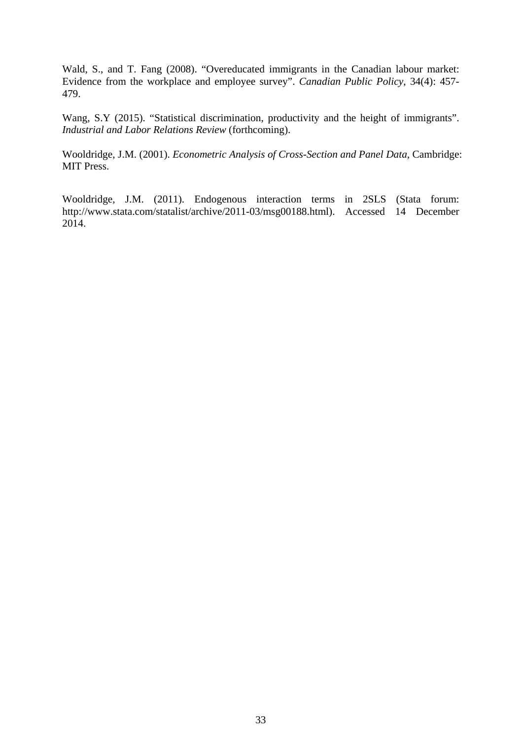Wald, S., and T. Fang (2008). "Overeducated immigrants in the Canadian labour market: Evidence from the workplace and employee survey". *Canadian Public Policy*, 34(4): 457-479.

Wang, S.Y (2015). "Statistical discrimination, productivity and the height of immigrants". *Industrial and Labor Relations Review* (forthcoming).

Wooldridge, J.M. (2001). *Econometric Analysis of Cross-Section and Panel Data*, Cambridge: MIT Press.

Wooldridge, J.M. (2011). Endogenous interaction terms in 2SLS (Stata forum: http://www.stata.com/statalist/archive/2011-03/msg00188.html). Accessed 14 December 2014.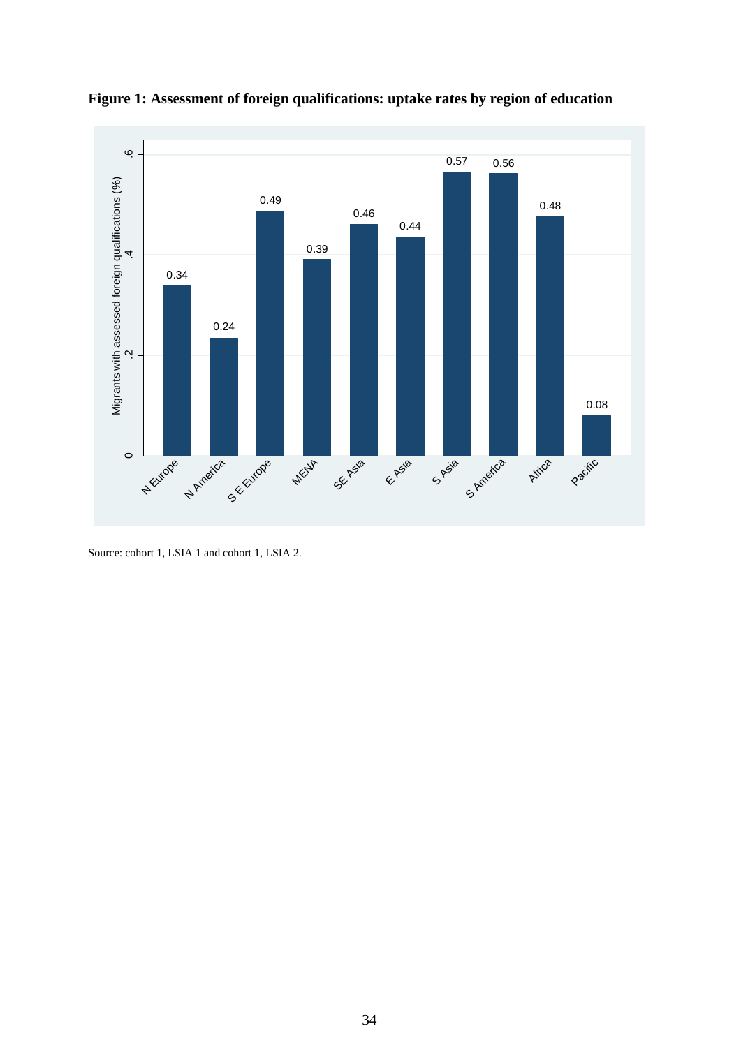**Figure 1: Assessment of foreign qualifications: uptake rates by region of education**

| Region of education | Migrants with assessed foreign qualifications (%) |
|---|---|
| N Europe | 0.34 |
| N America | 0.24 |
| S E Europe | 0.49 |
| MENA | 0.39 |
| SE Asia | 0.46 |
| E Asia | 0.44 |
| S Asia | 0.57 |
| S America | 0.56 |
| Africa | 0.48 |
| Pacific | 0.08 |

Source: cohort 1, LSIA 1 and cohort 1, LSIA 2.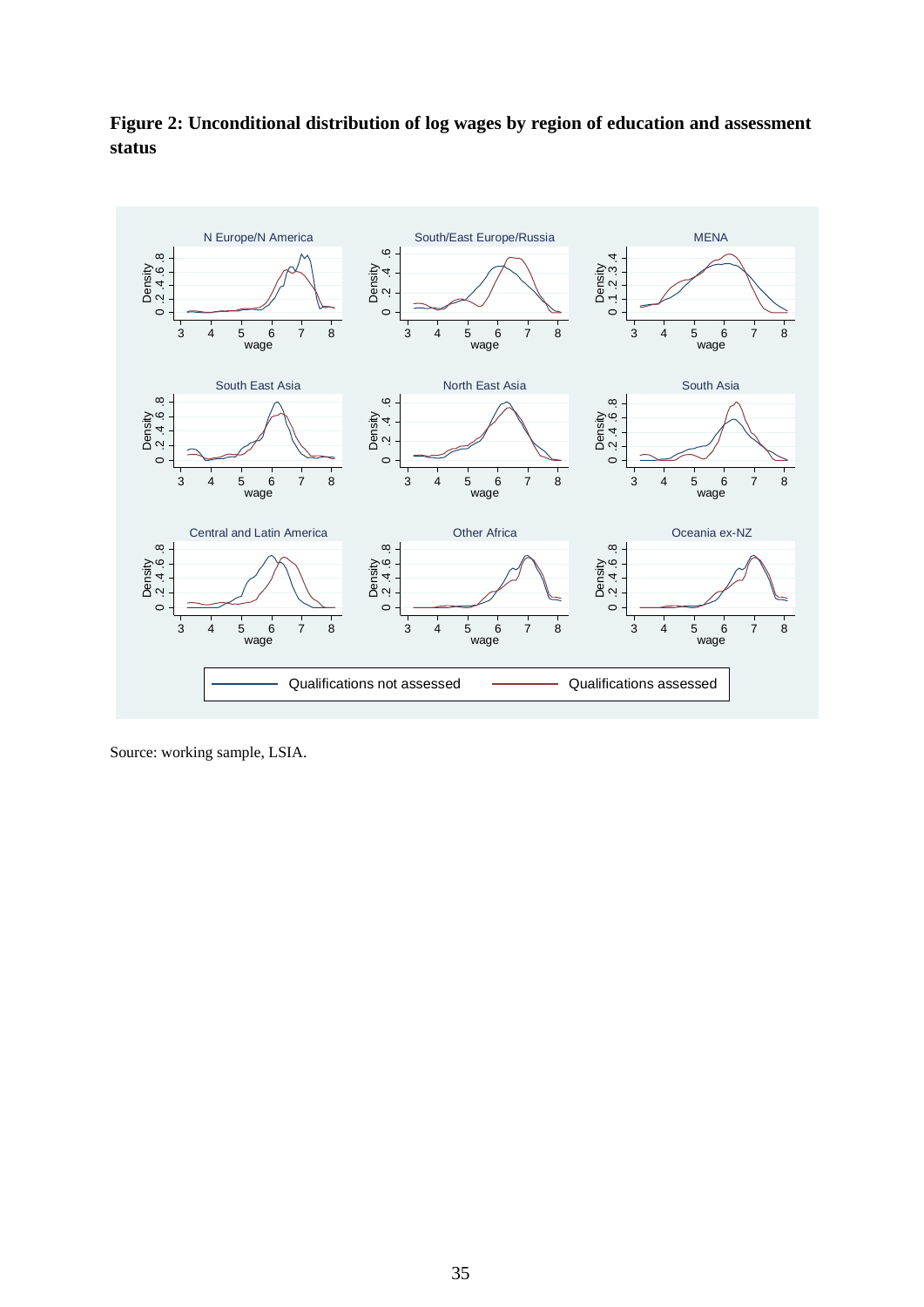**Figure 2: Unconditional distribution of log wages by region of education and assessment status**

Source: working sample, LSIA.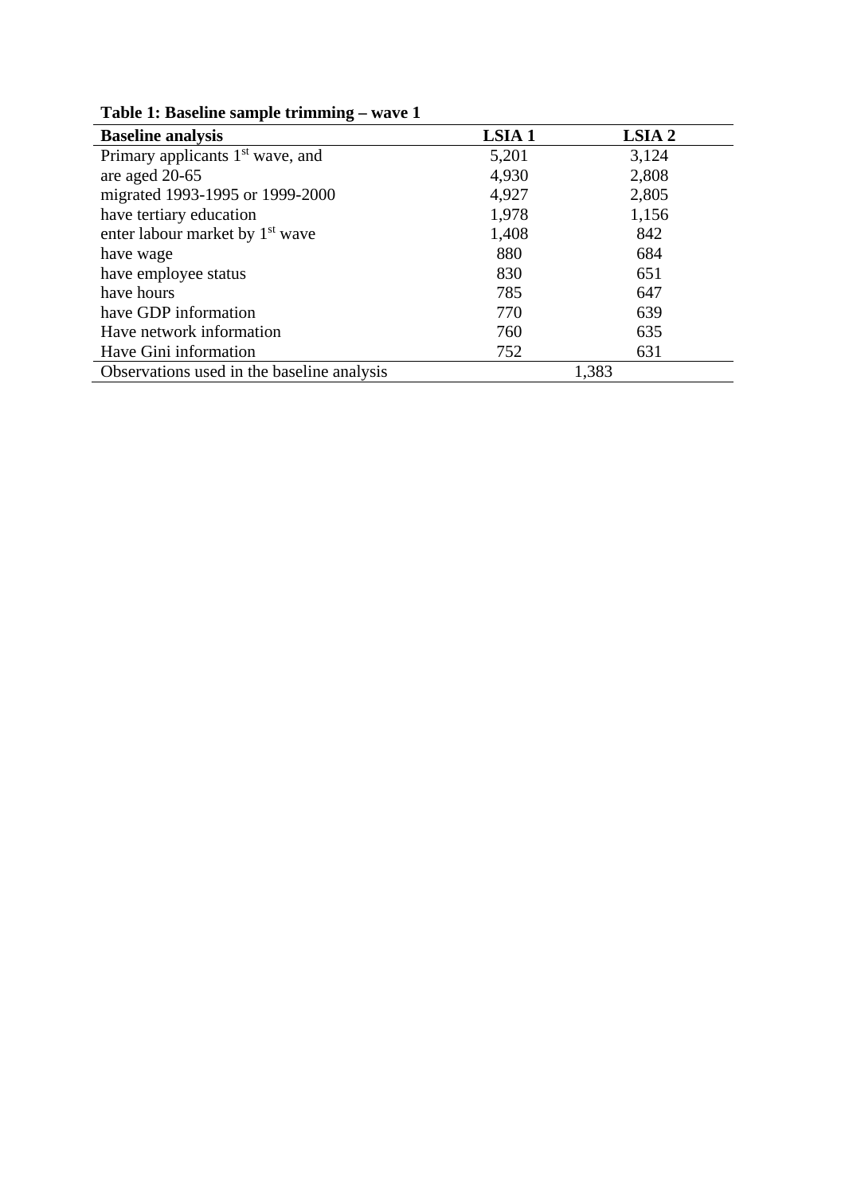**Table 1: Baseline sample trimming – wave 1**

| **Baseline analysis** | **LSIA 1** | **LSIA 2** |
|---|---|---|
| Primary applicants 1st wave, and | 5,201 | 3,124 |
| are aged 20-65 | 4,930 | 2,808 |
| migrated 1993-1995 or 1999-2000 | 4,927 | 2,805 |
| have tertiary education | 1,978 | 1,156 |
| enter labour market by 1st wave | 1,408 | 842 |
| have wage | 880 | 684 |
| have employee status | 830 | 651 |
| have hours | 785 | 647 |
| have GDP information | 770 | 639 |
| Have network information | 760 | 635 |
| Have Gini information | 752 | 631 |
| Observations used in the baseline analysis | 1,383 | |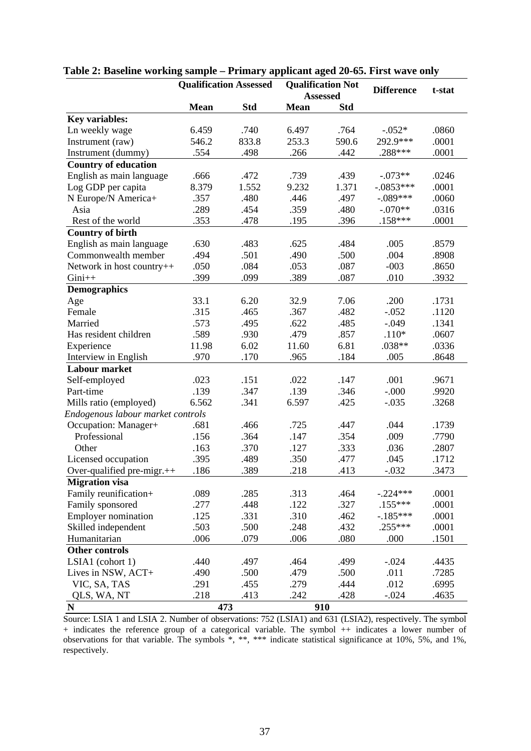**Table 2: Baseline working sample – Primary applicant aged 20-65. First wave only**

| | Qualification Assessed | | Qualification Not Assessed | | Difference | t-stat |
|---|---|---|---|---|---|---|
| | Mean | Std | Mean | Std | | |
| **Key variables:** | | | | | | |
| Ln weekly wage | 6.459 | .740 | 6.497 | .764 | -.052* | .0860 |
| Instrument (raw) | 546.2 | 833.8 | 253.3 | 590.6 | 292.9*** | .0001 |
| Instrument (dummy) | .554 | .498 | .266 | .442 | .288*** | .0001 |
| **Country of education** | | | | | | |
| English as main language | .666 | .472 | .739 | .439 | -.073** | .0246 |
| Log GDP per capita | 8.379 | 1.552 | 9.232 | 1.371 | -.0853*** | .0001 |
| N Europe/N America+ | .357 | .480 | .446 | .497 | -.089*** | .0060 |
| Asia | .289 | .454 | .359 | .480 | -.070** | .0316 |
| Rest of the world | .353 | .478 | .195 | .396 | .158*** | .0001 |
| **Country of birth** | | | | | | |
| English as main language | .630 | .483 | .625 | .484 | .005 | .8579 |
| Commonwealth member | .494 | .501 | .490 | .500 | .004 | .8908 |
| Network in host country++ | .050 | .084 | .053 | .087 | -003 | .8650 |
| Gini++ | .399 | .099 | .389 | .087 | .010 | .3932 |
| **Demographics** | | | | | | |
| Age | 33.1 | 6.20 | 32.9 | 7.06 | .200 | .1731 |
| Female | .315 | .465 | .367 | .482 | -.052 | .1120 |
| Married | .573 | .495 | .622 | .485 | -.049 | .1341 |
| Has resident children | .589 | .930 | .479 | .857 | .110* | .0607 |
| Experience | 11.98 | 6.02 | 11.60 | 6.81 | .038** | .0336 |
| Interview in English | .970 | .170 | .965 | .184 | .005 | .8648 |
| **Labour market** | | | | | | |
| Self-employed | .023 | .151 | .022 | .147 | .001 | .9671 |
| Part-time | .139 | .347 | .139 | .346 | -.000 | .9920 |
| Mills ratio (employed) | 6.562 | .341 | 6.597 | .425 | -.035 | .3268 |
| *Endogenous labour market controls* | | | | | | |
| Occupation: Manager+ | .681 | .466 | .725 | .447 | .044 | .1739 |
| Professional | .156 | .364 | .147 | .354 | .009 | .7790 |
| Other | .163 | .370 | .127 | .333 | .036 | .2807 |
| Licensed occupation | .395 | .489 | .350 | .477 | .045 | .1712 |
| Over-qualified pre-migr.++ | .186 | .389 | .218 | .413 | -.032 | .3473 |
| **Migration visa** | | | | | | |
| Family reunification+ | .089 | .285 | .313 | .464 | -.224*** | .0001 |
| Family sponsored | .277 | .448 | .122 | .327 | .155*** | .0001 |
| Employer nomination | .125 | .331 | .310 | .462 | -.185*** | .0001 |
| Skilled independent | .503 | .500 | .248 | .432 | .255*** | .0001 |
| Humanitarian | .006 | .079 | .006 | .080 | .000 | .1501 |
| **Other controls** | | | | | | |
| LSIA1 (cohort 1) | .440 | .497 | .464 | .499 | -.024 | .4435 |
| Lives in NSW, ACT+ | .490 | .500 | .479 | .500 | .011 | .7285 |
| VIC, SA, TAS | .291 | .455 | .279 | .444 | .012 | .6995 |
| QLS, WA, NT | .218 | .413 | .242 | .428 | -.024 | .4635 |
| **N** | 473 | | 910 | | | |

Source: LSIA 1 and LSIA 2. Number of observations: 752 (LSIA1) and 631 (LSIA2), respectively. The symbol + indicates the reference group of a categorical variable. The symbol ++ indicates a lower number of observations for that variable. The symbols *, **, *** indicate statistical significance at 10%, 5%, and 1%, respectively.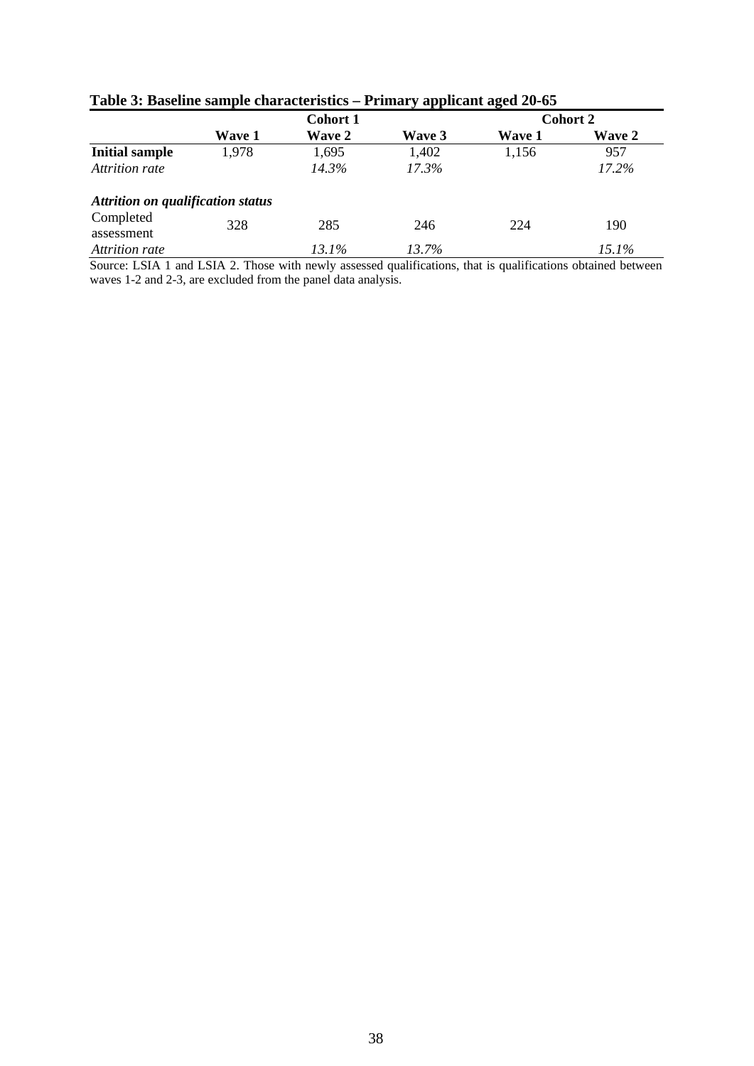**Table 3: Baseline sample characteristics – Primary applicant aged 20-65**

| | Cohort 1 | | | Cohort 2 | |
|---|---|---|---|---|---|
| | **Wave 1** | **Wave 2** | **Wave 3** | **Wave 1** | **Wave 2** |
| **Initial sample** | 1,978 | 1,695 | 1,402 | 1,156 | 957 |
| *Attrition rate* | | *14.3%* | *17.3%* | | *17.2%* |
| ***Attrition on qualification status*** | | | | | |
| Completed assessment | 328 | 285 | 246 | 224 | 190 |
| *Attrition rate* | | *13.1%* | *13.7%* | | *15.1%* |

Source: LSIA 1 and LSIA 2. Those with newly assessed qualifications, that is qualifications obtained between waves 1-2 and 2-3, are excluded from the panel data analysis.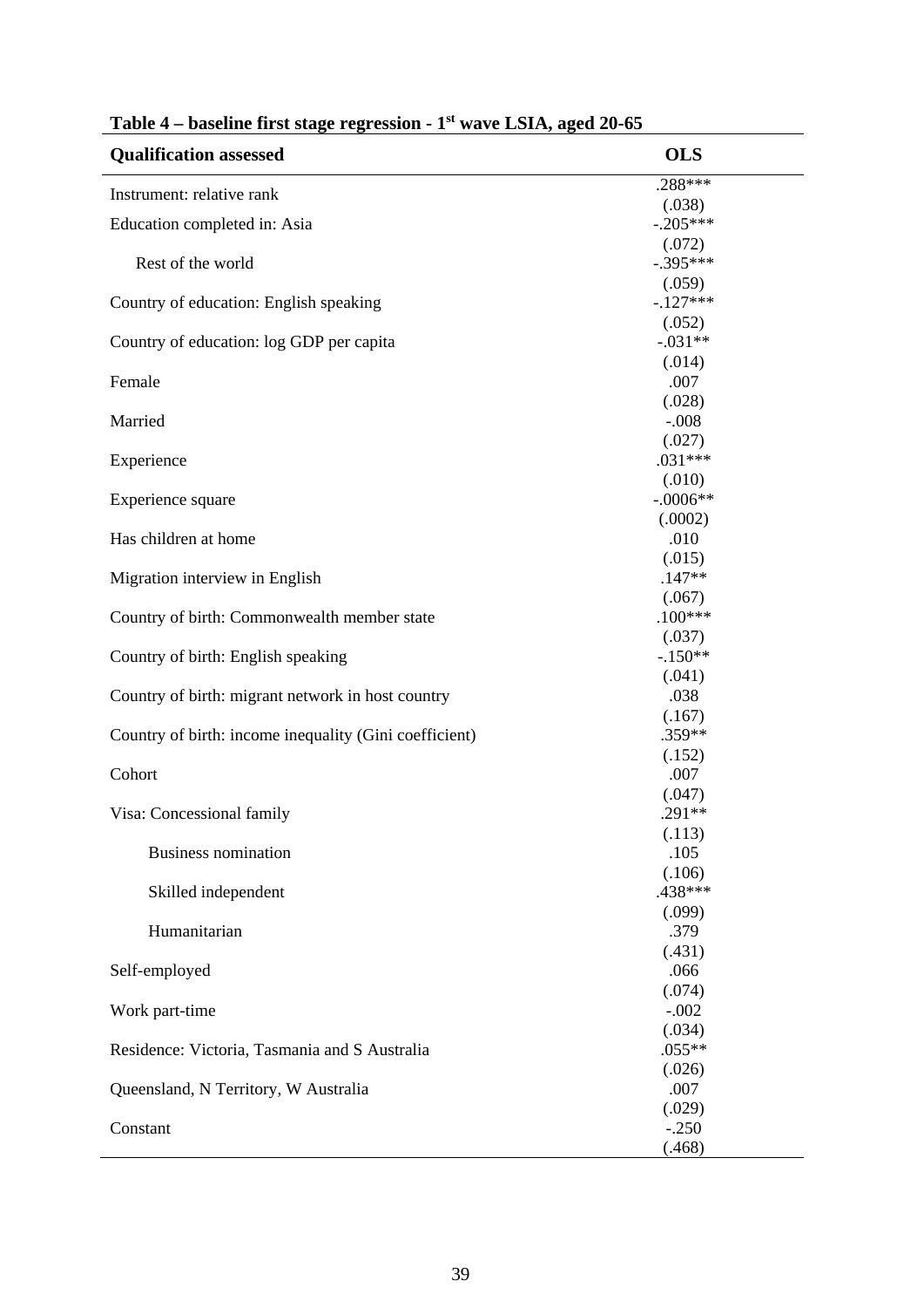**Table 4 – baseline first stage regression - 1st wave LSIA, aged 20-65**

| Qualification assessed | OLS |
|---|---|
| Instrument: relative rank | .288*** |
| | (.038) |
| Education completed in: Asia | -.205*** |
| | (.072) |
| Rest of the world | -.395*** |
| | (.059) |
| Country of education: English speaking | -.127*** |
| | (.052) |
| Country of education: log GDP per capita | -.031** |
| | (.014) |
| Female | .007 |
| | (.028) |
| Married | -.008 |
| | (.027) |
| Experience | .031*** |
| | (.010) |
| Experience square | -.0006** |
| | (.0002) |
| Has children at home | .010 |
| | (.015) |
| Migration interview in English | .147** |
| | (.067) |
| Country of birth: Commonwealth member state | .100*** |
| | (.037) |
| Country of birth: English speaking | -.150** |
| | (.041) |
| Country of birth: migrant network in host country | .038 |
| | (.167) |
| Country of birth: income inequality (Gini coefficient) | .359** |
| | (.152) |
| Cohort | .007 |
| | (.047) |
| Visa: Concessional family | .291** |
| | (.113) |
| Business nomination | .105 |
| | (.106) |
| Skilled independent | .438*** |
| | (.099) |
| Humanitarian | .379 |
| | (.431) |
| Self-employed | .066 |
| | (.074) |
| Work part-time | -.002 |
| | (.034) |
| Residence: Victoria, Tasmania and S Australia | .055** |
| | (.026) |
| Queensland, N Territory, W Australia | .007 |
| | (.029) |
| Constant | -.250 |
| | (.468) |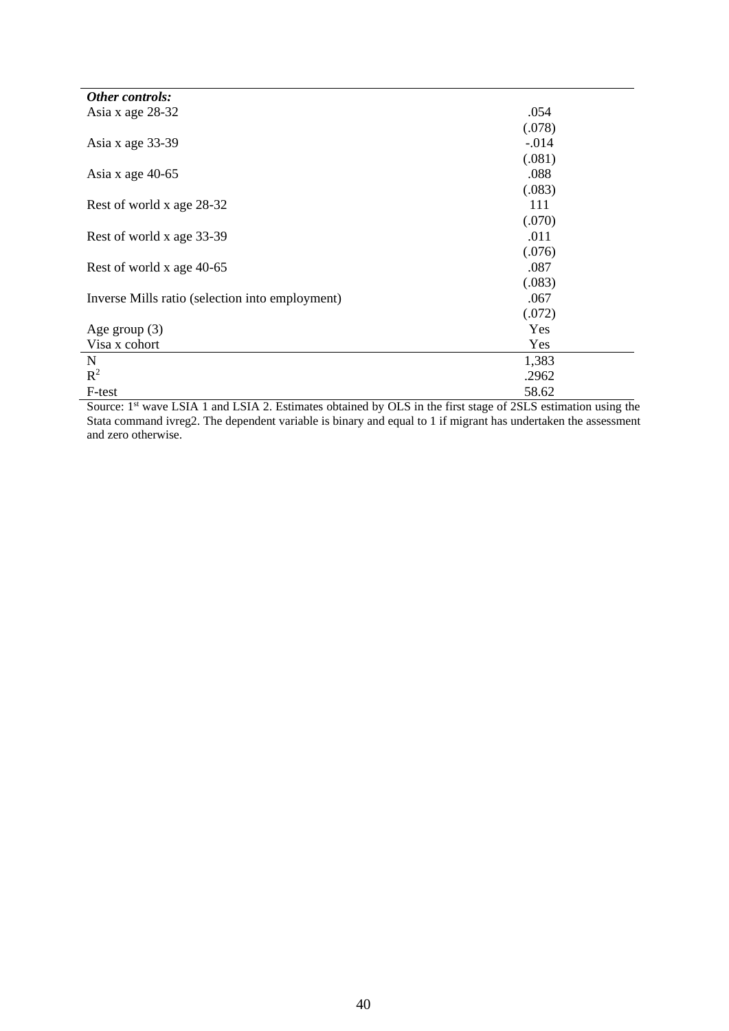| | |
|---|---|
| ***Other controls:*** | |
| Asia x age 28-32 | .054 |
| | (.078) |
| Asia x age 33-39 | -.014 |
| | (.081) |
| Asia x age 40-65 | .088 |
| | (.083) |
| Rest of world x age 28-32 | 111 |
| | (.070) |
| Rest of world x age 33-39 | .011 |
| | (.076) |
| Rest of world x age 40-65 | .087 |
| | (.083) |
| Inverse Mills ratio (selection into employment) | .067 |
| | (.072) |
| Age group (3) | Yes |
| Visa x cohort | Yes |
| N | 1,383 |
| $R^2$ | .2962 |
| F-test | 58.62 |

Source: 1st wave LSIA 1 and LSIA 2. Estimates obtained by OLS in the first stage of 2SLS estimation using the Stata command ivreg2. The dependent variable is binary and equal to 1 if migrant has undertaken the assessment and zero otherwise.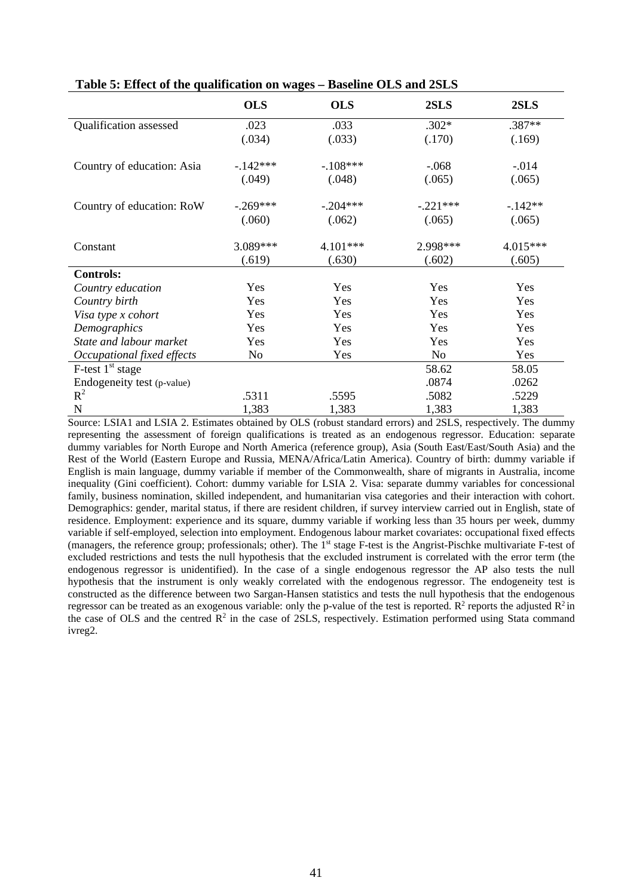**Table 5: Effect of the qualification on wages – Baseline OLS and 2SLS**

| | OLS | OLS | 2SLS | 2SLS |
|---|---|---|---|---|
| Qualification assessed | .023 | .033 | .302* | .387** |
| | (.034) | (.033) | (.170) | (.169) |
| Country of education: Asia | -.142*** | -.108*** | -.068 | -.014 |
| | (.049) | (.048) | (.065) | (.065) |
| Country of education: RoW | -.269*** | -.204*** | -.221*** | -.142** |
| | (.060) | (.062) | (.065) | (.065) |
| Constant | 3.089*** | 4.101*** | 2.998*** | 4.015*** |
| | (.619) | (.630) | (.602) | (.605) |
| **Controls:** | | | | |
| *Country education* | Yes | Yes | Yes | Yes |
| *Country birth* | Yes | Yes | Yes | Yes |
| *Visa type x cohort* | Yes | Yes | Yes | Yes |
| *Demographics* | Yes | Yes | Yes | Yes |
| *State and labour market* | Yes | Yes | Yes | Yes |
| *Occupational fixed effects* | No | Yes | No | Yes |
| F-test 1st stage | | | 58.62 | 58.05 |
| Endogeneity test (p-value) | | | .0874 | .0262 |
| $R^2$ | .5311 | .5595 | .5082 | .5229 |
| N | 1,383 | 1,383 | 1,383 | 1,383 |

Source: LSIA1 and LSIA 2. Estimates obtained by OLS (robust standard errors) and 2SLS, respectively. The dummy representing the assessment of foreign qualifications is treated as an endogenous regressor. Education: separate dummy variables for North Europe and North America (reference group), Asia (South East/East/South Asia) and the Rest of the World (Eastern Europe and Russia, MENA/Africa/Latin America). Country of birth: dummy variable if English is main language, dummy variable if member of the Commonwealth, share of migrants in Australia, income inequality (Gini coefficient). Cohort: dummy variable for LSIA 2. Visa: separate dummy variables for concessional family, business nomination, skilled independent, and humanitarian visa categories and their interaction with cohort. Demographics: gender, marital status, if there are resident children, if survey interview carried out in English, state of residence. Employment: experience and its square, dummy variable if working less than 35 hours per week, dummy variable if self-employed, selection into employment. Endogenous labour market covariates: occupational fixed effects (managers, the reference group; professionals; other). The 1st stage F-test is the Angrist-Pischke multivariate F-test of excluded restrictions and tests the null hypothesis that the excluded instrument is correlated with the error term (the endogenous regressor is unidentified). In the case of a single endogenous regressor the AP also tests the null hypothesis that the instrument is only weakly correlated with the endogenous regressor. The endogeneity test is constructed as the difference between two Sargan-Hansen statistics and tests the null hypothesis that the endogenous regressor can be treated as an exogenous variable: only the p-value of the test is reported. $R^2$ reports the adjusted $R^2$ in the case of OLS and the centred $R^2$ in the case of 2SLS, respectively. Estimation performed using Stata command ivreg2.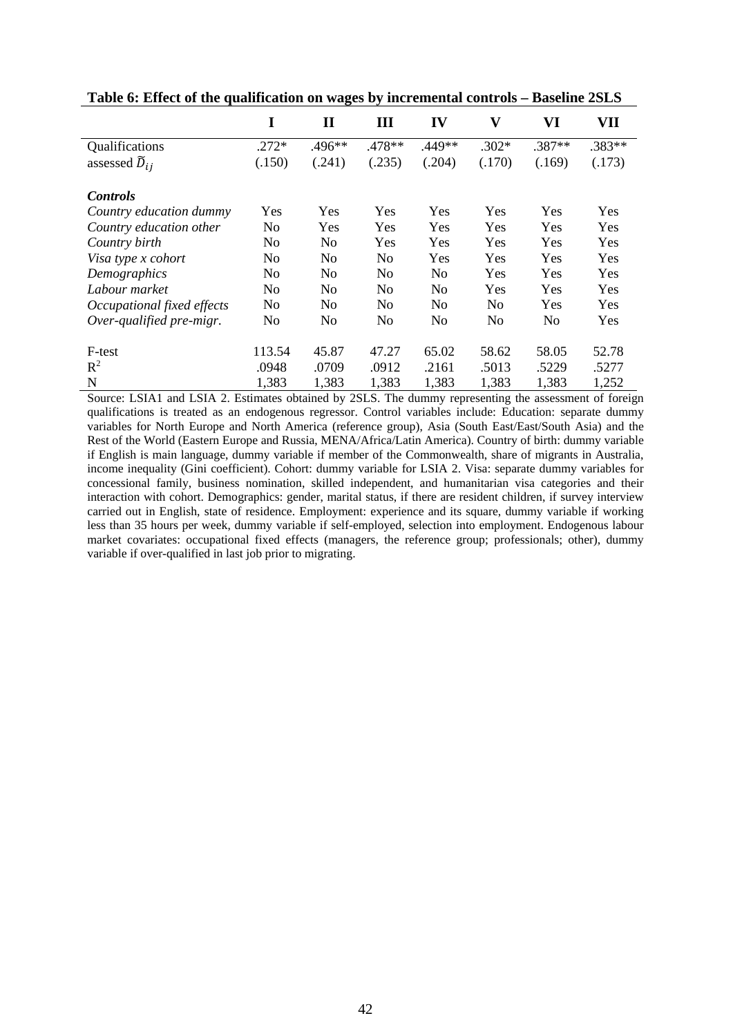**Table 6: Effect of the qualification on wages by incremental controls – Baseline 2SLS**

| | I | II | III | IV | V | VI | VII |
|---|---|---|---|---|---|---|---|
| Qualifications | .272* | .496** | .478** | .449** | .302* | .387** | .383** |
| assessed $\widetilde{D}_{ij}$ | (.150) | (.241) | (.235) | (.204) | (.170) | (.169) | (.173) |
| ***Controls*** | | | | | | | |
| *Country education dummy* | Yes | Yes | Yes | Yes | Yes | Yes | Yes |
| *Country education other* | No | Yes | Yes | Yes | Yes | Yes | Yes |
| *Country birth* | No | No | Yes | Yes | Yes | Yes | Yes |
| *Visa type x cohort* | No | No | No | Yes | Yes | Yes | Yes |
| *Demographics* | No | No | No | No | Yes | Yes | Yes |
| *Labour market* | No | No | No | No | Yes | Yes | Yes |
| *Occupational fixed effects* | No | No | No | No | No | Yes | Yes |
| *Over-qualified pre-migr.* | No | No | No | No | No | No | Yes |
| F-test | 113.54 | 45.87 | 47.27 | 65.02 | 58.62 | 58.05 | 52.78 |
| $R^2$ | .0948 | .0709 | .0912 | .2161 | .5013 | .5229 | .5277 |
| N | 1,383 | 1,383 | 1,383 | 1,383 | 1,383 | 1,383 | 1,252 |

Source: LSIA1 and LSIA 2. Estimates obtained by 2SLS. The dummy representing the assessment of foreign qualifications is treated as an endogenous regressor. Control variables include: Education: separate dummy variables for North Europe and North America (reference group), Asia (South East/East/South Asia) and the Rest of the World (Eastern Europe and Russia, MENA/Africa/Latin America). Country of birth: dummy variable if English is main language, dummy variable if member of the Commonwealth, share of migrants in Australia, income inequality (Gini coefficient). Cohort: dummy variable for LSIA 2. Visa: separate dummy variables for concessional family, business nomination, skilled independent, and humanitarian visa categories and their interaction with cohort. Demographics: gender, marital status, if there are resident children, if survey interview carried out in English, state of residence. Employment: experience and its square, dummy variable if working less than 35 hours per week, dummy variable if self-employed, selection into employment. Endogenous labour market covariates: occupational fixed effects (managers, the reference group; professionals; other), dummy variable if over-qualified in last job prior to migrating.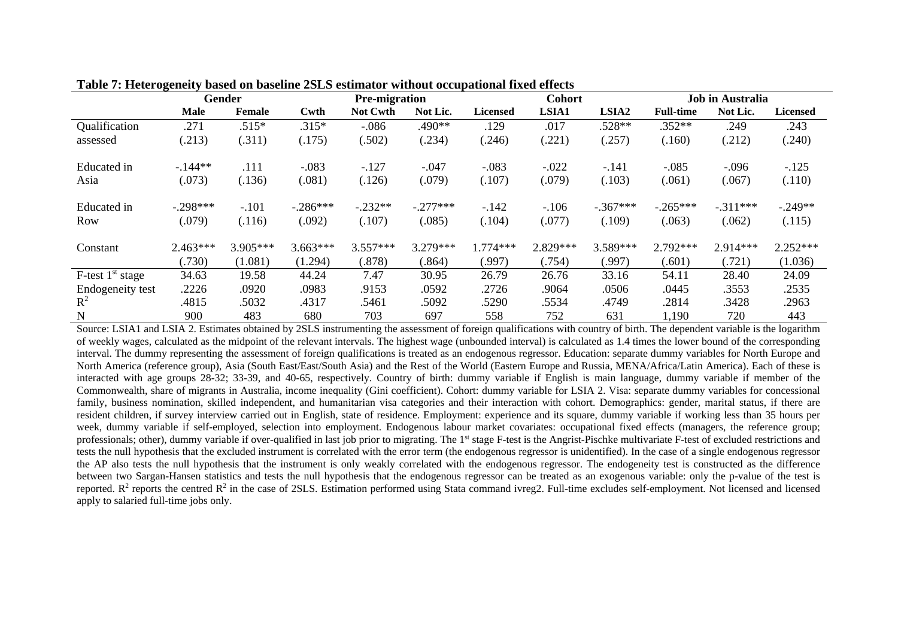**Table 7: Heterogeneity based on baseline 2SLS estimator without occupational fixed effects**

| | Gender | | Pre-migration | | | | Cohort | | Job in Australia | | |
|---|---|---|---|---|---|---|---|---|---|---|---|
| | **Male** | **Female** | **Cwth** | **Not Cwth** | **Not Lic.** | **Licensed** | **LSIA1** | **LSIA2** | **Full-time** | **Not Lic.** | **Licensed** |
| Qualification assessed | .271 | .515* | .315* | -.086 | .490** | .129 | .017 | .528** | .352** | .249 | .243 |
| | (.213) | (.311) | (.175) | (.502) | (.234) | (.246) | (.221) | (.257) | (.160) | (.212) | (.240) |
| Educated in Asia | -.144** | .111 | -.083 | -.127 | -.047 | -.083 | -.022 | -.141 | -.085 | -.096 | -.125 |
| | (.073) | (.136) | (.081) | (.126) | (.079) | (.107) | (.079) | (.103) | (.061) | (.067) | (.110) |
| Educated in Row | -.298*** | -.101 | -.286*** | -.232** | -.277*** | -.142 | -.106 | -.367*** | -.265*** | -.311*** | -.249** |
| | (.079) | (.116) | (.092) | (.107) | (.085) | (.104) | (.077) | (.109) | (.063) | (.062) | (.115) |
| Constant | 2.463*** | 3.905*** | 3.663*** | 3.557*** | 3.279*** | 1.774*** | 2.829*** | 3.589*** | 2.792*** | 2.914*** | 2.252*** |
| | (.730) | (1.081) | (1.294) | (.878) | (.864) | (.997) | (.754) | (.997) | (.601) | (.721) | (1.036) |
| F-test 1st stage | 34.63 | 19.58 | 44.24 | 7.47 | 30.95 | 26.79 | 26.76 | 33.16 | 54.11 | 28.40 | 24.09 |
| Endogeneity test | .2226 | .0920 | .0983 | .9153 | .0592 | .2726 | .9064 | .0506 | .0445 | .3553 | .2535 |
| $R^2$ | .4815 | .5032 | .4317 | .5461 | .5092 | .5290 | .5534 | .4749 | .2814 | .3428 | .2963 |
| N | 900 | 483 | 680 | 703 | 697 | 558 | 752 | 631 | 1,190 | 720 | 443 |

Source: LSIA1 and LSIA 2. Estimates obtained by 2SLS instrumenting the assessment of foreign qualifications with country of birth. The dependent variable is the logarithm of weekly wages, calculated as the midpoint of the relevant intervals. The highest wage (unbounded interval) is calculated as 1.4 times the lower bound of the corresponding interval. The dummy representing the assessment of foreign qualifications is treated as an endogenous regressor. Education: separate dummy variables for North Europe and North America (reference group), Asia (South East/East/South Asia) and the Rest of the World (Eastern Europe and Russia, MENA/Africa/Latin America). Each of these is interacted with age groups 28-32; 33-39, and 40-65, respectively. Country of birth: dummy variable if English is main language, dummy variable if member of the Commonwealth, share of migrants in Australia, income inequality (Gini coefficient). Cohort: dummy variable for LSIA 2. Visa: separate dummy variables for concessional family, business nomination, skilled independent, and humanitarian visa categories and their interaction with cohort. Demographics: gender, marital status, if there are resident children, if survey interview carried out in English, state of residence. Employment: experience and its square, dummy variable if working less than 35 hours per week, dummy variable if self-employed, selection into employment. Endogenous labour market covariates: occupational fixed effects (managers, the reference group; professionals; other), dummy variable if over-qualified in last job prior to migrating. The 1st stage F-test is the Angrist-Pischke multivariate F-test of excluded restrictions and tests the null hypothesis that the excluded instrument is correlated with the error term (the endogenous regressor is unidentified). In the case of a single endogenous regressor the AP also tests the null hypothesis that the instrument is only weakly correlated with the endogenous regressor. The endogeneity test is constructed as the difference between two Sargan-Hansen statistics and tests the null hypothesis that the endogenous regressor can be treated as an exogenous variable: only the p-value of the test is reported. $R^2$ reports the centred $R^2$ in the case of 2SLS. Estimation performed using Stata command ivreg2. Full-time excludes self-employment. Not licensed and licensed apply to salaried full-time jobs only.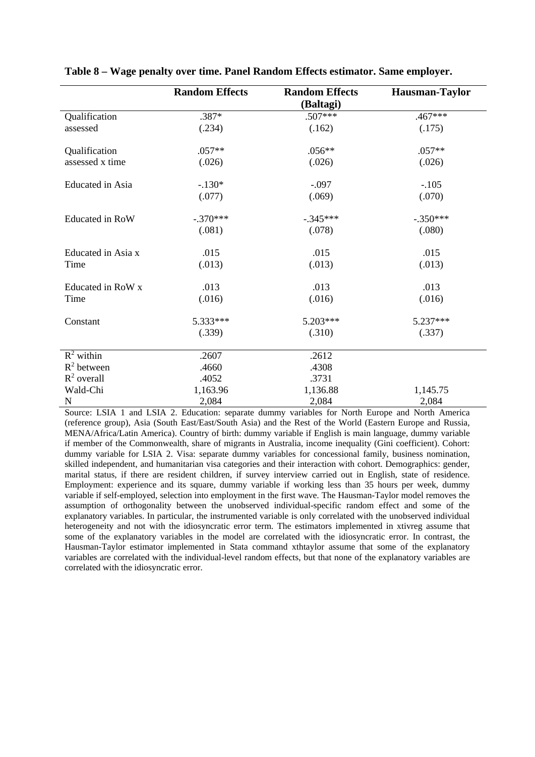**Table 8 – Wage penalty over time. Panel Random Effects estimator. Same employer.**

| | Random Effects | Random Effects (Baltagi) | Hausman-Taylor |
|---|---|---|---|
| Qualification assessed | .387* | .507*** | .467*** |
| | (.234) | (.162) | (.175) |
| Qualification assessed x time | .057** | .056** | .057** |
| | (.026) | (.026) | (.026) |
| Educated in Asia | -.130* | -.097 | -.105 |
| | (.077) | (.069) | (.070) |
| Educated in RoW | -.370*** | -.345*** | -.350*** |
| | (.081) | (.078) | (.080) |
| Educated in Asia x Time | .015 | .015 | .015 |
| | (.013) | (.013) | (.013) |
| Educated in RoW x Time | .013 | .013 | .013 |
| | (.016) | (.016) | (.016) |
| Constant | 5.333*** | 5.203*** | 5.237*** |
| | (.339) | (.310) | (.337) |
| $R^2$ within | .2607 | .2612 | |
| $R^2$ between | .4660 | .4308 | |
| $R^2$ overall | .4052 | .3731 | |
| Wald-Chi | 1,163.96 | 1,136.88 | 1,145.75 |
| N | 2,084 | 2,084 | 2,084 |

Source: LSIA 1 and LSIA 2. Education: separate dummy variables for North Europe and North America (reference group), Asia (South East/East/South Asia) and the Rest of the World (Eastern Europe and Russia, MENA/Africa/Latin America). Country of birth: dummy variable if English is main language, dummy variable if member of the Commonwealth, share of migrants in Australia, income inequality (Gini coefficient). Cohort: dummy variable for LSIA 2. Visa: separate dummy variables for concessional family, business nomination, skilled independent, and humanitarian visa categories and their interaction with cohort. Demographics: gender, marital status, if there are resident children, if survey interview carried out in English, state of residence. Employment: experience and its square, dummy variable if working less than 35 hours per week, dummy variable if self-employed, selection into employment in the first wave. The Hausman-Taylor model removes the assumption of orthogonality between the unobserved individual-specific random effect and some of the explanatory variables. In particular, the instrumented variable is only correlated with the unobserved individual heterogeneity and not with the idiosyncratic error term. The estimators implemented in xtivreg assume that some of the explanatory variables in the model are correlated with the idiosyncratic error. In contrast, the Hausman-Taylor estimator implemented in Stata command xthtaylor assume that some of the explanatory variables are correlated with the individual-level random effects, but that none of the explanatory variables are correlated with the idiosyncratic error.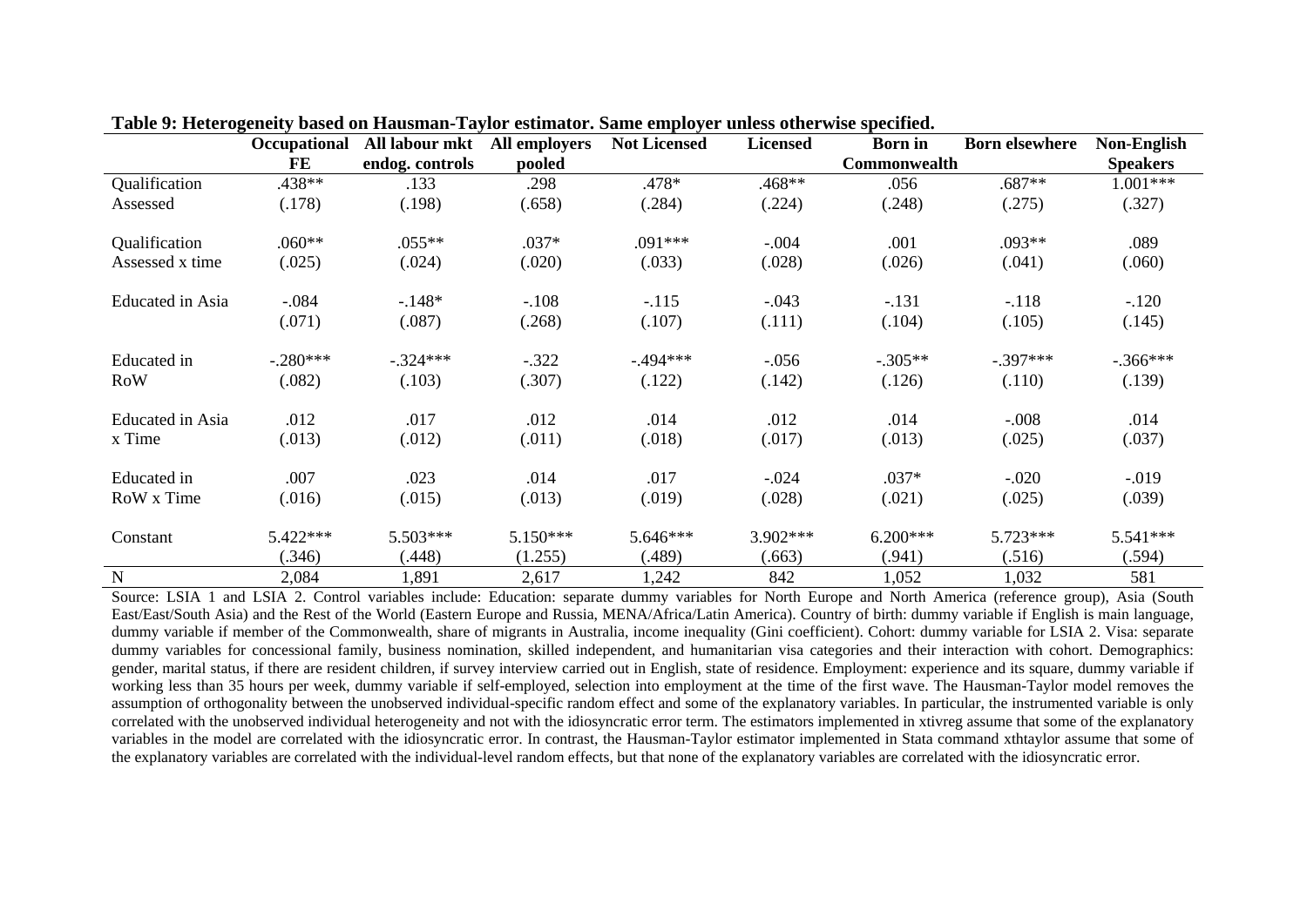**Table 9: Heterogeneity based on Hausman-Taylor estimator. Same employer unless otherwise specified.**

| | Occupational FE | All labour mkt endog. controls | All employers pooled | Not Licensed | Licensed | Born in Commonwealth | Born elsewhere | Non-English Speakers |
|---|---|---|---|---|---|---|---|---|
| Qualification Assessed | .438** | .133 | .298 | .478* | .468** | .056 | .687** | 1.001*** |
| | (.178) | (.198) | (.658) | (.284) | (.224) | (.248) | (.275) | (.327) |
| Qualification Assessed x time | .060** | .055** | .037* | .091*** | -.004 | .001 | .093** | .089 |
| | (.025) | (.024) | (.020) | (.033) | (.028) | (.026) | (.041) | (.060) |
| Educated in Asia | -.084 | -.148* | -.108 | -.115 | -.043 | -.131 | -.118 | -.120 |
| | (.071) | (.087) | (.268) | (.107) | (.111) | (.104) | (.105) | (.145) |
| Educated in RoW | -.280*** | -.324*** | -.322 | -.494*** | -.056 | -.305** | -.397*** | -.366*** |
| | (.082) | (.103) | (.307) | (.122) | (.142) | (.126) | (.110) | (.139) |
| Educated in Asia x Time | .012 | .017 | .012 | .014 | .012 | .014 | -.008 | .014 |
| | (.013) | (.012) | (.011) | (.018) | (.017) | (.013) | (.025) | (.037) |
| Educated in RoW x Time | .007 | .023 | .014 | .017 | -.024 | .037* | -.020 | -.019 |
| | (.016) | (.015) | (.013) | (.019) | (.028) | (.021) | (.025) | (.039) |
| Constant | 5.422*** | 5.503*** | 5.150*** | 5.646*** | 3.902*** | 6.200*** | 5.723*** | 5.541*** |
| | (.346) | (.448) | (1.255) | (.489) | (.663) | (.941) | (.516) | (.594) |
| N | 2,084 | 1,891 | 2,617 | 1,242 | 842 | 1,052 | 1,032 | 581 |

Source: LSIA 1 and LSIA 2. Control variables include: Education: separate dummy variables for North Europe and North America (reference group), Asia (South East/East/South Asia) and the Rest of the World (Eastern Europe and Russia, MENA/Africa/Latin America). Country of birth: dummy variable if English is main language, dummy variable if member of the Commonwealth, share of migrants in Australia, income inequality (Gini coefficient). Cohort: dummy variable for LSIA 2. Visa: separate dummy variables for concessional family, business nomination, skilled independent, and humanitarian visa categories and their interaction with cohort. Demographics: gender, marital status, if there are resident children, if survey interview carried out in English, state of residence. Employment: experience and its square, dummy variable if working less than 35 hours per week, dummy variable if self-employed, selection into employment at the time of the first wave. The Hausman-Taylor model removes the assumption of orthogonality between the unobserved individual-specific random effect and some of the explanatory variables. In particular, the instrumented variable is only correlated with the unobserved individual heterogeneity and not with the idiosyncratic error term. The estimators implemented in xtivreg assume that some of the explanatory variables in the model are correlated with the idiosyncratic error. In contrast, the Hausman-Taylor estimator implemented in Stata command xthtaylor assume that some of the explanatory variables are correlated with the individual-level random effects, but that none of the explanatory variables are correlated with the idiosyncratic error.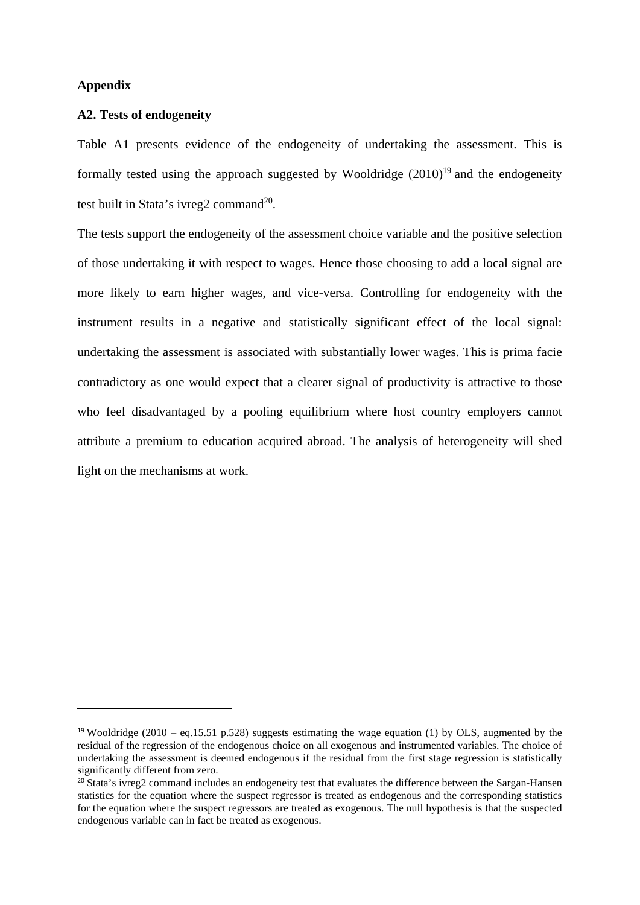**Appendix**

**A2. Tests of endogeneity**

Table A1 presents evidence of the endogeneity of undertaking the assessment. This is formally tested using the approach suggested by Wooldridge (2010)[19] and the endogeneity test built in Stata's ivreg2 command[20].

The tests support the endogeneity of the assessment choice variable and the positive selection of those undertaking it with respect to wages. Hence those choosing to add a local signal are more likely to earn higher wages, and vice-versa. Controlling for endogeneity with the instrument results in a negative and statistically significant effect of the local signal: undertaking the assessment is associated with substantially lower wages. This is prima facie contradictory as one would expect that a clearer signal of productivity is attractive to those who feel disadvantaged by a pooling equilibrium where host country employers cannot attribute a premium to education acquired abroad. The analysis of heterogeneity will shed light on the mechanisms at work.

---

[19] Wooldridge (2010 – eq.15.51 p.528) suggests estimating the wage equation (1) by OLS, augmented by the residual of the regression of the endogenous choice on all exogenous and instrumented variables. The choice of undertaking the assessment is deemed endogenous if the residual from the first stage regression is statistically significantly different from zero.

[20] Stata's ivreg2 command includes an endogeneity test that evaluates the difference between the Sargan-Hansen statistics for the equation where the suspect regressor is treated as endogenous and the corresponding statistics for the equation where the suspect regressors are treated as exogenous. The null hypothesis is that the suspected endogenous variable can in fact be treated as exogenous.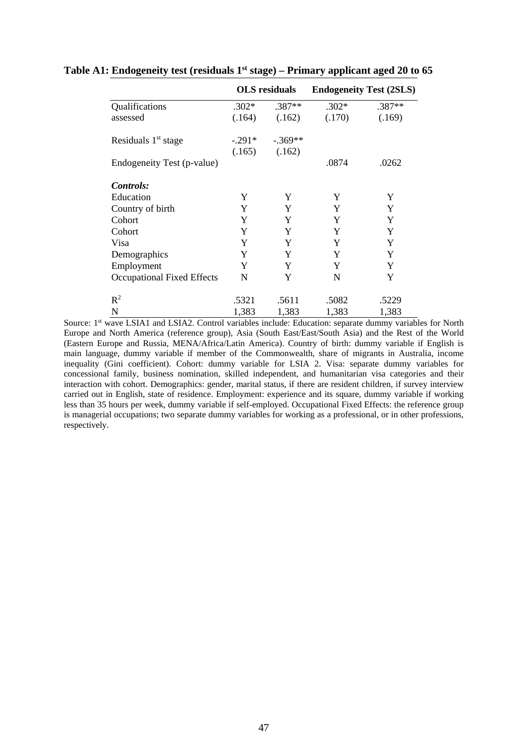**Table A1: Endogeneity test (residuals 1st stage) – Primary applicant aged 20 to 65**

| | OLS residuals | | Endogeneity Test (2SLS) | |
|---|---|---|---|---|
| Qualifications assessed | .302* | .387** | .302* | .387** |
| | (.164) | (.162) | (.170) | (.169) |
| Residuals 1st stage | -.291* | -.369** | | |
| | (.165) | (.162) | | |
| Endogeneity Test (p-value) | | | .0874 | .0262 |
| ***Controls:*** | | | | |
| Education | Y | Y | Y | Y |
| Country of birth | Y | Y | Y | Y |
| Cohort | Y | Y | Y | Y |
| Cohort | Y | Y | Y | Y |
| Visa | Y | Y | Y | Y |
| Demographics | Y | Y | Y | Y |
| Employment | Y | Y | Y | Y |
| Occupational Fixed Effects | N | Y | N | Y |
| $R^2$ | .5321 | .5611 | .5082 | .5229 |
| N | 1,383 | 1,383 | 1,383 | 1,383 |

Source: 1st wave LSIA1 and LSIA2. Control variables include: Education: separate dummy variables for North Europe and North America (reference group), Asia (South East/East/South Asia) and the Rest of the World (Eastern Europe and Russia, MENA/Africa/Latin America). Country of birth: dummy variable if English is main language, dummy variable if member of the Commonwealth, share of migrants in Australia, income inequality (Gini coefficient). Cohort: dummy variable for LSIA 2. Visa: separate dummy variables for concessional family, business nomination, skilled independent, and humanitarian visa categories and their interaction with cohort. Demographics: gender, marital status, if there are resident children, if survey interview carried out in English, state of residence. Employment: experience and its square, dummy variable if working less than 35 hours per week, dummy variable if self-employed. Occupational Fixed Effects: the reference group is managerial occupations; two separate dummy variables for working as a professional, or in other professions, respectively.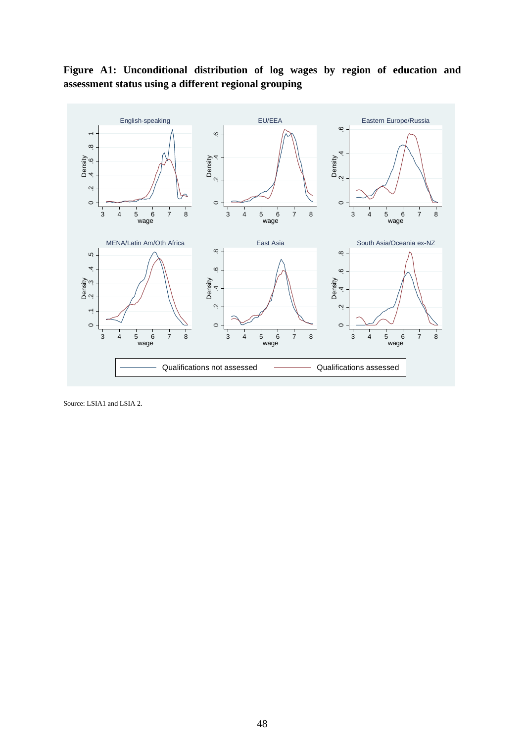**Figure A1: Unconditional distribution of log wages by region of education and assessment status using a different regional grouping**

Source: LSIA1 and LSIA 2.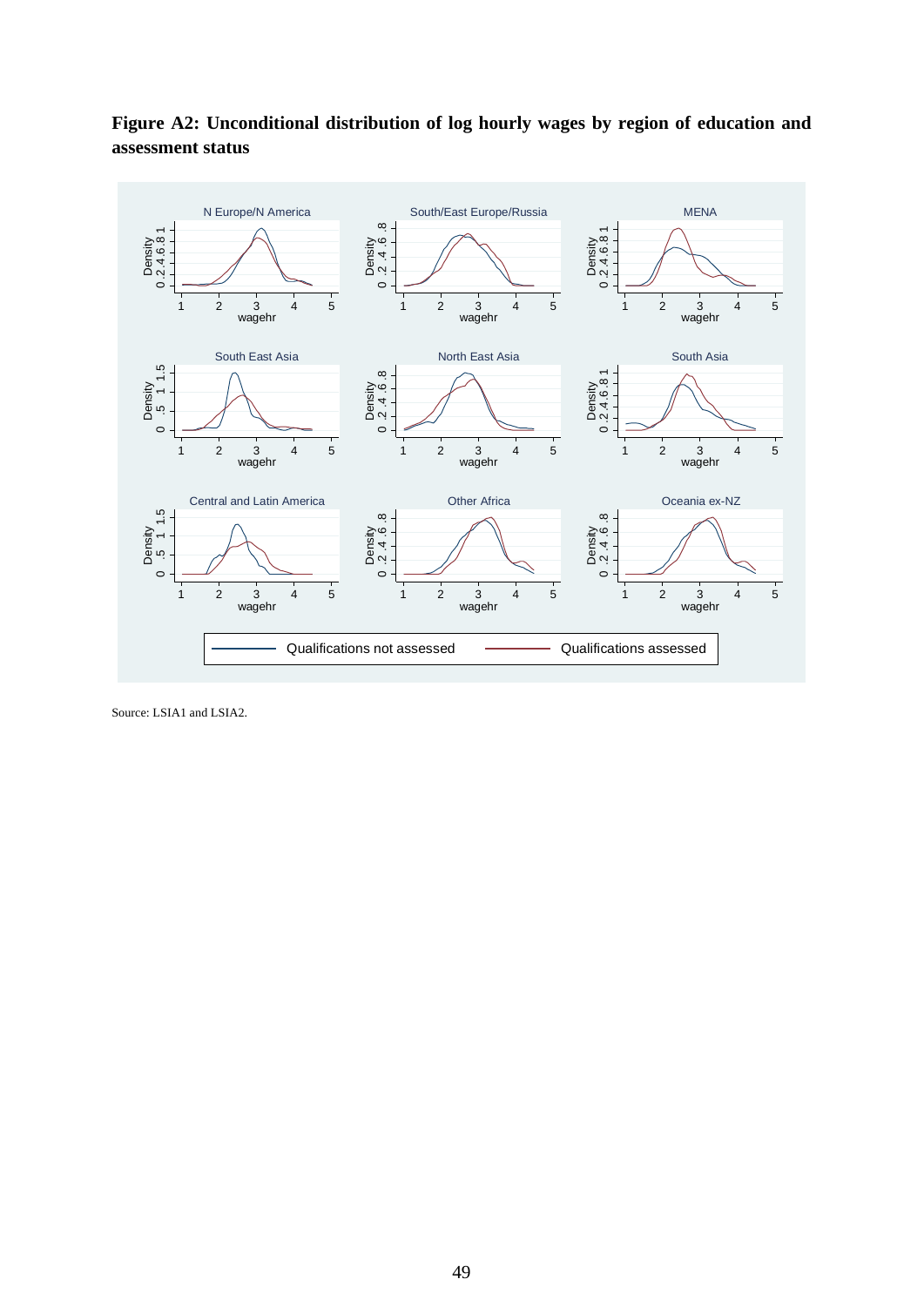**Figure A2: Unconditional distribution of log hourly wages by region of education and assessment status**

N Europe/N America

South/East Europe/Russia

MENA

South East Asia

North East Asia

South Asia

Central and Latin America

Other Africa

Oceania ex-NZ

Density

wagehr

Qualifications not assessed

Qualifications assessed

Source: LSIA1 and LSIA2.